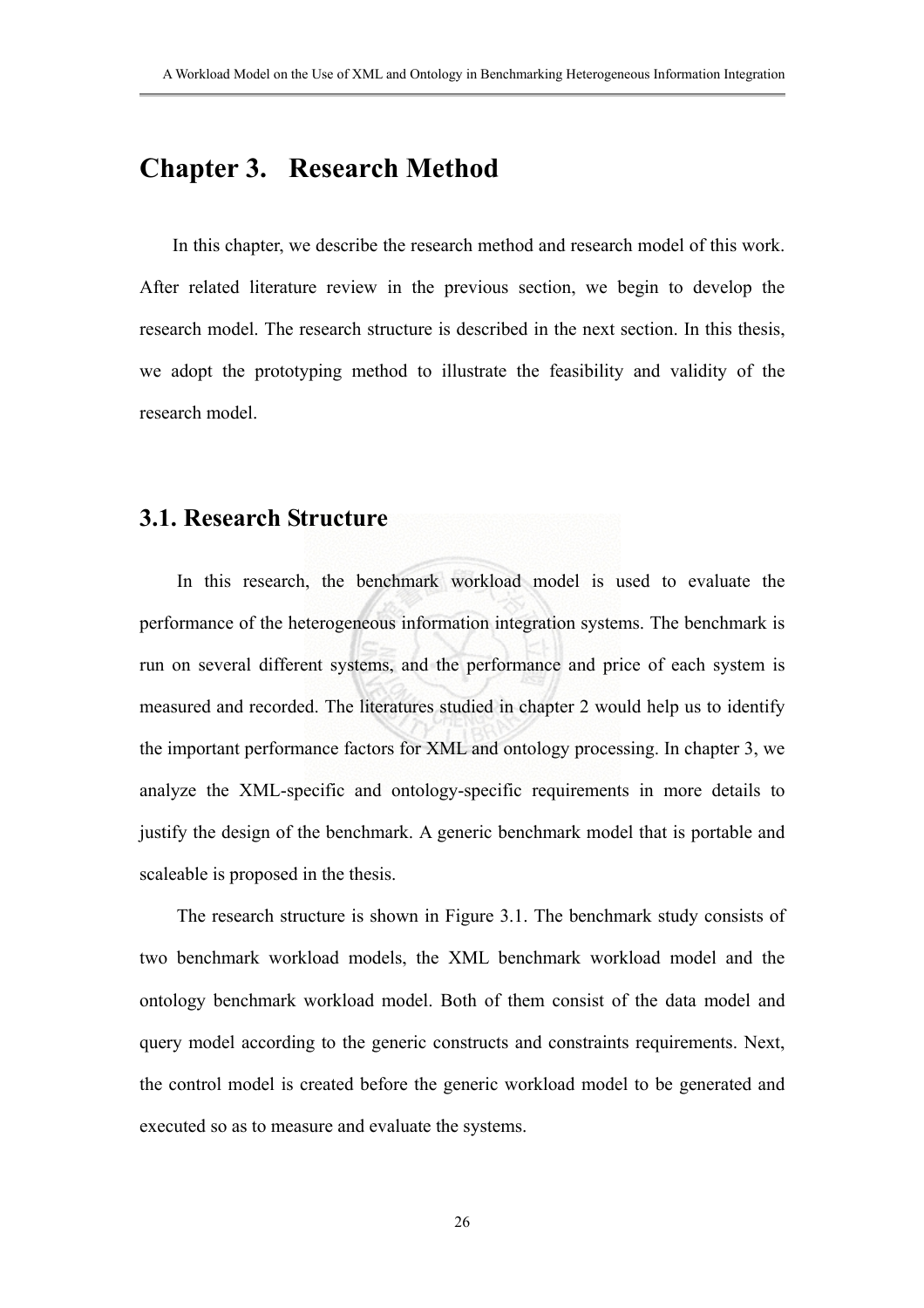# Chapter 3. Research Method

In this chapter, we describe the research method and research model of this work. After related literature review in the previous section, we begin to develop the research model. The research structure is described in the next section. In this thesis, we adopt the prototyping method to illustrate the feasibility and validity of the research model.

## 3.1. Research Structure

In this research, the benchmark workload model is used to evaluate the performance of the heterogeneous information integration systems. The benchmark is run on several different systems, and the performance and price of each system is measured and recorded. The literatures studied in chapter 2 would help us to identify the important performance factors for XML and ontology processing. In chapter 3, we analyze the XML-specific and ontology-specific requirements in more details to justify the design of the benchmark. A generic benchmark model that is portable and scaleable is proposed in the thesis.

The research structure is shown in Figure 3.1. The benchmark study consists of two benchmark workload models, the XML benchmark workload model and the ontology benchmark workload model. Both of them consist of the data model and query model according to the generic constructs and constraints requirements. Next, the control model is created before the generic workload model to be generated and executed so as to measure and evaluate the systems.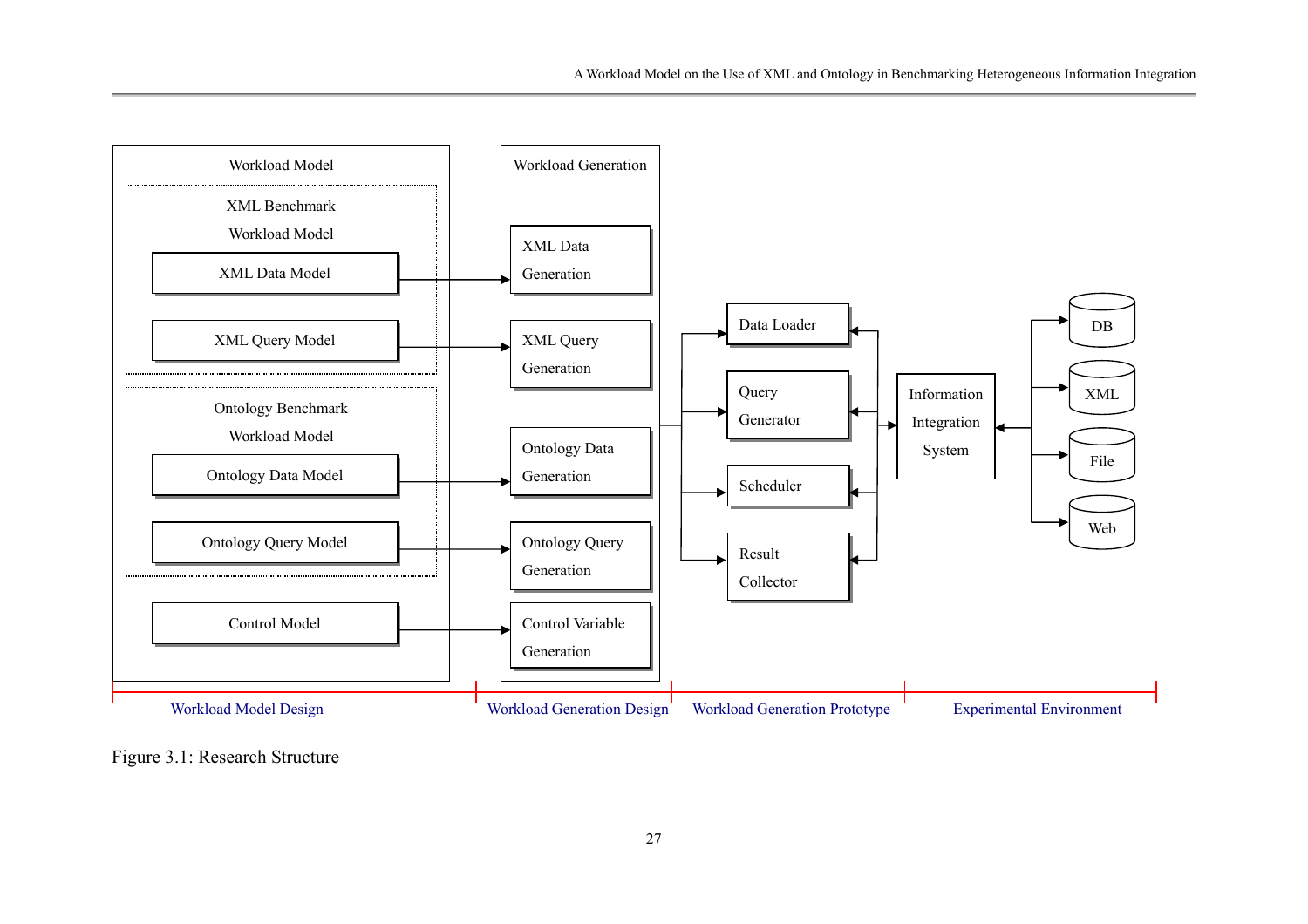Workload Model

XML Benchmark Workload Model

- XML Data Model
- XML Query Model

Ontology Benchmark Workload Model

- Ontology Data Model
- Ontology Query Model

Control Model

Workload Generation

- XML Data Generation
- XML Query Generation
- Ontology Data Generation
- Ontology Query Generation
- Control Variable Generation

Data Loader

Query Generator

Scheduler

Result Collector

Information Integration System

DB

XML

File

Web

Workload Model Design | Workload Generation Design | Workload Generation Prototype | Experimental Environment

Figure 3.1: Research Structure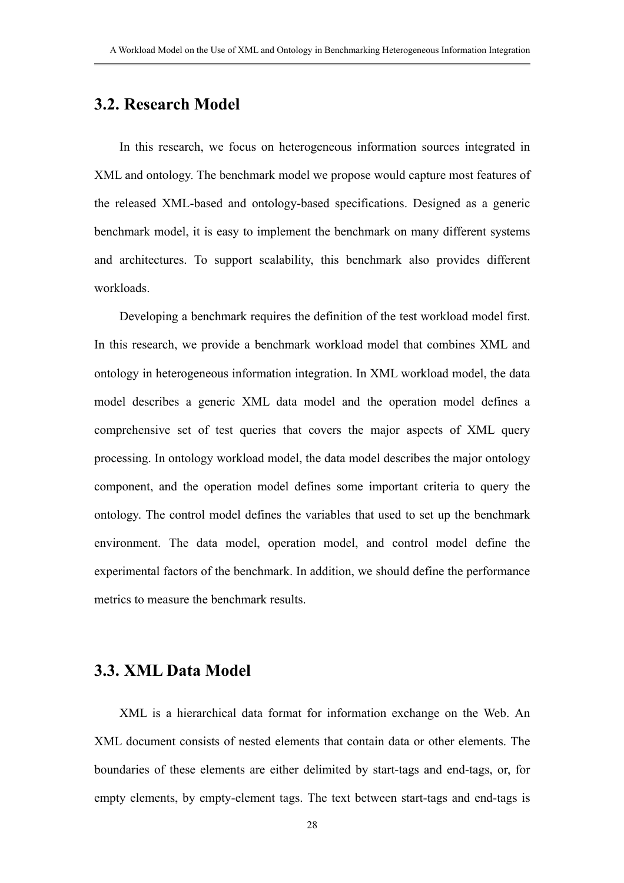## 3.2. Research Model

In this research, we focus on heterogeneous information sources integrated in XML and ontology. The benchmark model we propose would capture most features of the released XML-based and ontology-based specifications. Designed as a generic benchmark model, it is easy to implement the benchmark on many different systems and architectures. To support scalability, this benchmark also provides different workloads.

Developing a benchmark requires the definition of the test workload model first. In this research, we provide a benchmark workload model that combines XML and ontology in heterogeneous information integration. In XML workload model, the data model describes a generic XML data model and the operation model defines a comprehensive set of test queries that covers the major aspects of XML query processing. In ontology workload model, the data model describes the major ontology component, and the operation model defines some important criteria to query the ontology. The control model defines the variables that used to set up the benchmark environment. The data model, operation model, and control model define the experimental factors of the benchmark. In addition, we should define the performance metrics to measure the benchmark results.

## 3.3. XML Data Model

XML is a hierarchical data format for information exchange on the Web. An XML document consists of nested elements that contain data or other elements. The boundaries of these elements are either delimited by start-tags and end-tags, or, for empty elements, by empty-element tags. The text between start-tags and end-tags is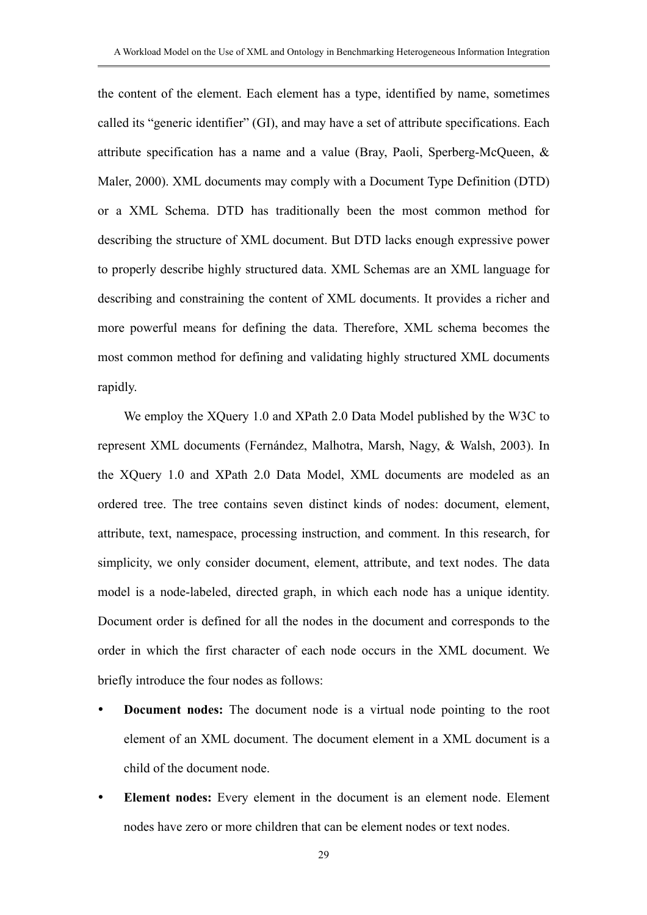the content of the element. Each element has a type, identified by name, sometimes called its "generic identifier" (GI), and may have a set of attribute specifications. Each attribute specification has a name and a value (Bray, Paoli, Sperberg-McQueen, & Maler, 2000). XML documents may comply with a Document Type Definition (DTD) or a XML Schema. DTD has traditionally been the most common method for describing the structure of XML document. But DTD lacks enough expressive power to properly describe highly structured data. XML Schemas are an XML language for describing and constraining the content of XML documents. It provides a richer and more powerful means for defining the data. Therefore, XML schema becomes the most common method for defining and validating highly structured XML documents rapidly.

We employ the XQuery 1.0 and XPath 2.0 Data Model published by the W3C to represent XML documents (Fernández, Malhotra, Marsh, Nagy, & Walsh, 2003). In the XQuery 1.0 and XPath 2.0 Data Model, XML documents are modeled as an ordered tree. The tree contains seven distinct kinds of nodes: document, element, attribute, text, namespace, processing instruction, and comment. In this research, for simplicity, we only consider document, element, attribute, and text nodes. The data model is a node-labeled, directed graph, in which each node has a unique identity. Document order is defined for all the nodes in the document and corresponds to the order in which the first character of each node occurs in the XML document. We briefly introduce the four nodes as follows:

- **Document nodes:** The document node is a virtual node pointing to the root element of an XML document. The document element in a XML document is a child of the document node.
- **Element nodes:** Every element in the document is an element node. Element nodes have zero or more children that can be element nodes or text nodes.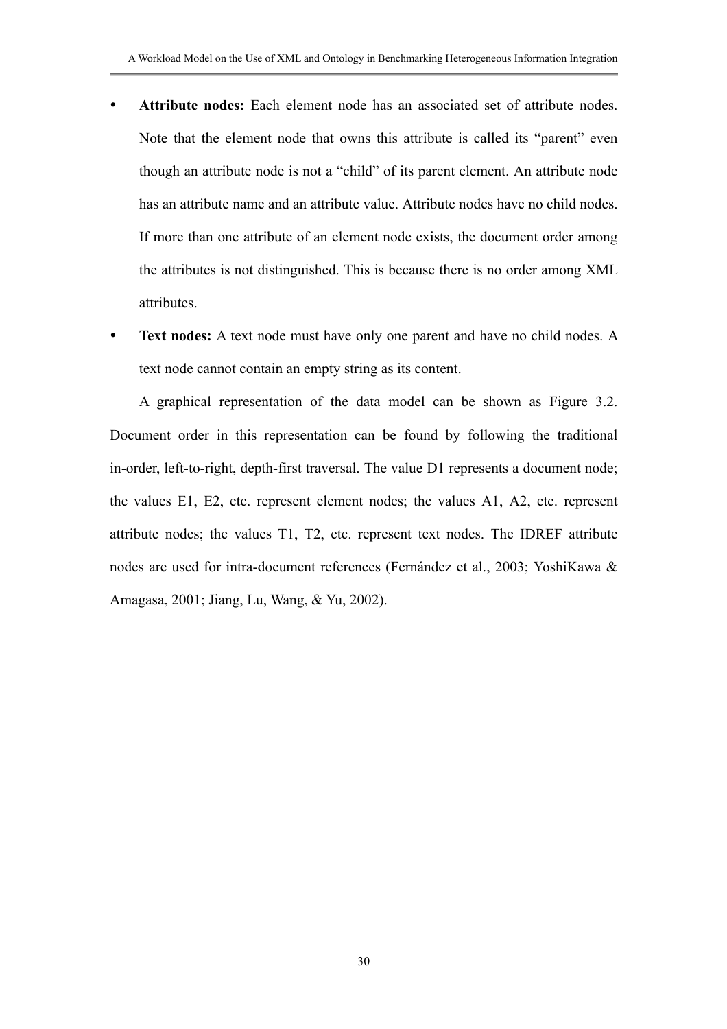- **Attribute nodes:** Each element node has an associated set of attribute nodes. Note that the element node that owns this attribute is called its "parent" even though an attribute node is not a "child" of its parent element. An attribute node has an attribute name and an attribute value. Attribute nodes have no child nodes. If more than one attribute of an element node exists, the document order among the attributes is not distinguished. This is because there is no order among XML attributes.
- **Text nodes:** A text node must have only one parent and have no child nodes. A text node cannot contain an empty string as its content.

A graphical representation of the data model can be shown as Figure 3.2. Document order in this representation can be found by following the traditional in-order, left-to-right, depth-first traversal. The value D1 represents a document node; the values E1, E2, etc. represent element nodes; the values A1, A2, etc. represent attribute nodes; the values T1, T2, etc. represent text nodes. The IDREF attribute nodes are used for intra-document references (Fernández et al., 2003; YoshiKawa & Amagasa, 2001; Jiang, Lu, Wang, & Yu, 2002).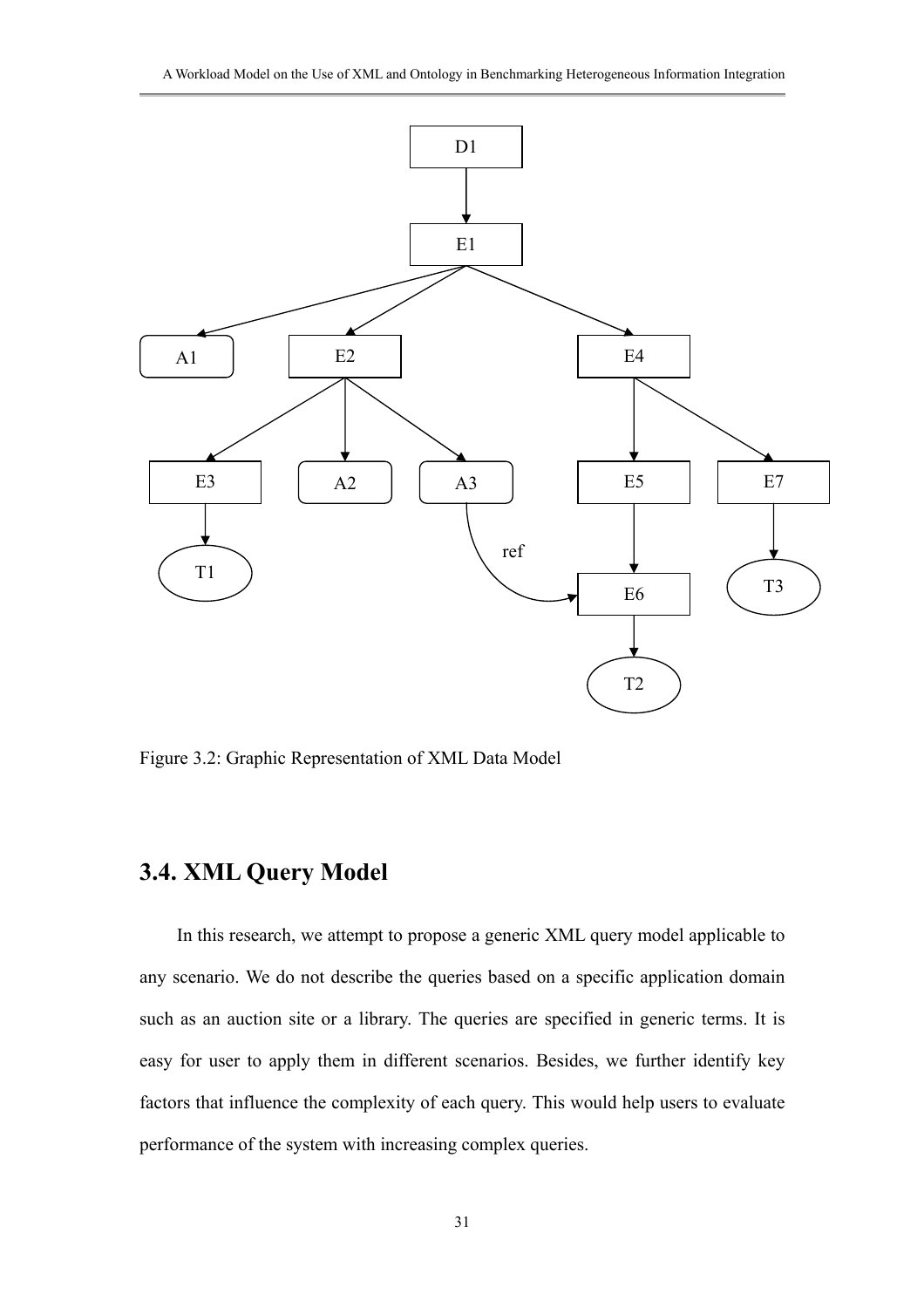Figure 3.2: Graphic Representation of XML Data Model

## 3.4. XML Query Model

In this research, we attempt to propose a generic XML query model applicable to any scenario. We do not describe the queries based on a specific application domain such as an auction site or a library. The queries are specified in generic terms. It is easy for user to apply them in different scenarios. Besides, we further identify key factors that influence the complexity of each query. This would help users to evaluate performance of the system with increasing complex queries.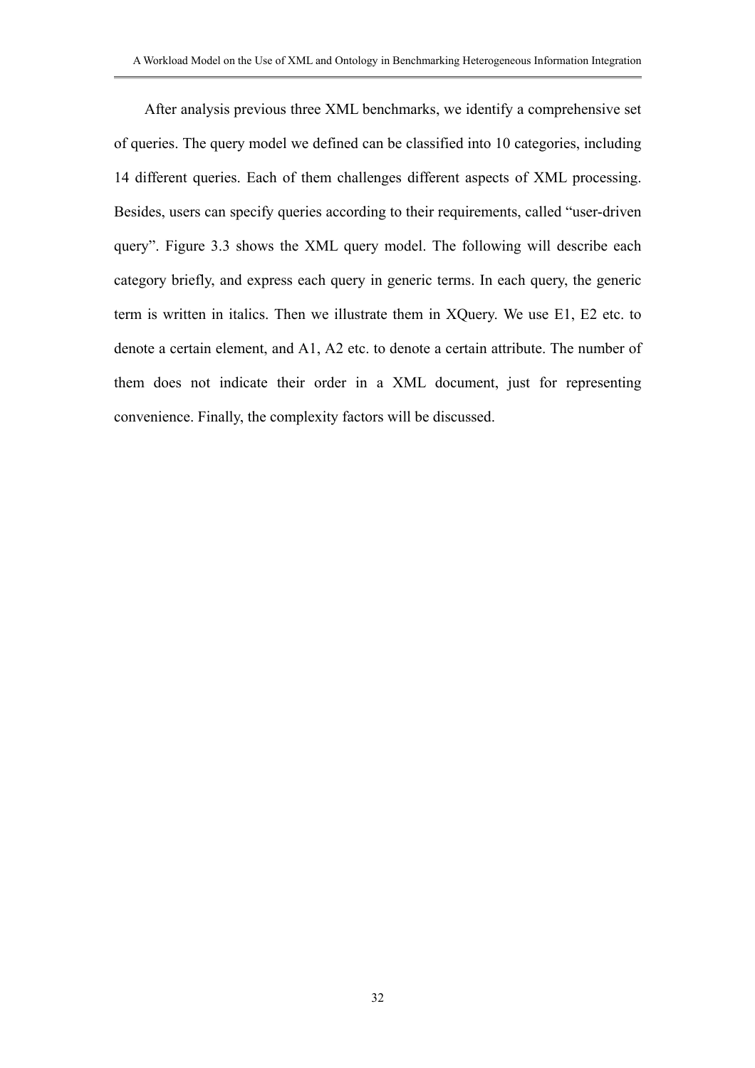After analysis previous three XML benchmarks, we identify a comprehensive set of queries. The query model we defined can be classified into 10 categories, including 14 different queries. Each of them challenges different aspects of XML processing. Besides, users can specify queries according to their requirements, called "user-driven query". Figure 3.3 shows the XML query model. The following will describe each category briefly, and express each query in generic terms. In each query, the generic term is written in italics. Then we illustrate them in XQuery. We use E1, E2 etc. to denote a certain element, and A1, A2 etc. to denote a certain attribute. The number of them does not indicate their order in a XML document, just for representing convenience. Finally, the complexity factors will be discussed.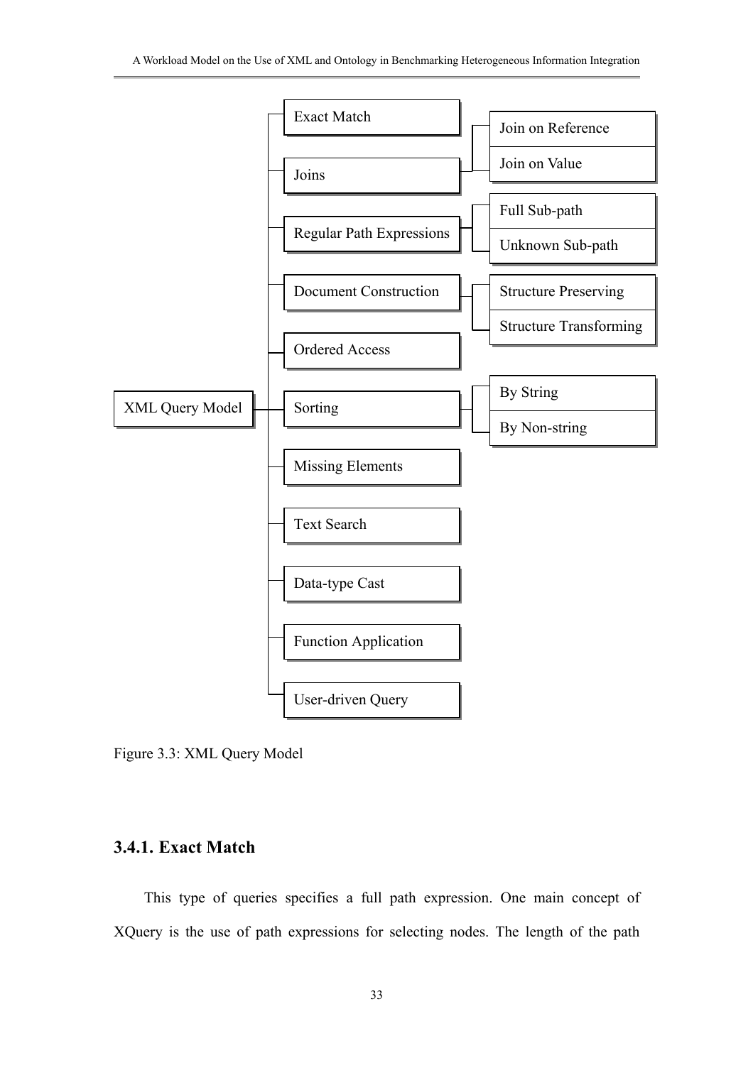- XML Query Model
  - Exact Match
  - Joins
    - Join on Reference
    - Join on Value
  - Regular Path Expressions
    - Full Sub-path
    - Unknown Sub-path
  - Document Construction
    - Structure Preserving
    - Structure Transforming
  - Ordered Access
  - Sorting
    - By String
    - By Non-string
  - Missing Elements
  - Text Search
  - Data-type Cast
  - Function Application
  - User-driven Query

Figure 3.3: XML Query Model

### 3.4.1. Exact Match

This type of queries specifies a full path expression. One main concept of XQuery is the use of path expressions for selecting nodes. The length of the path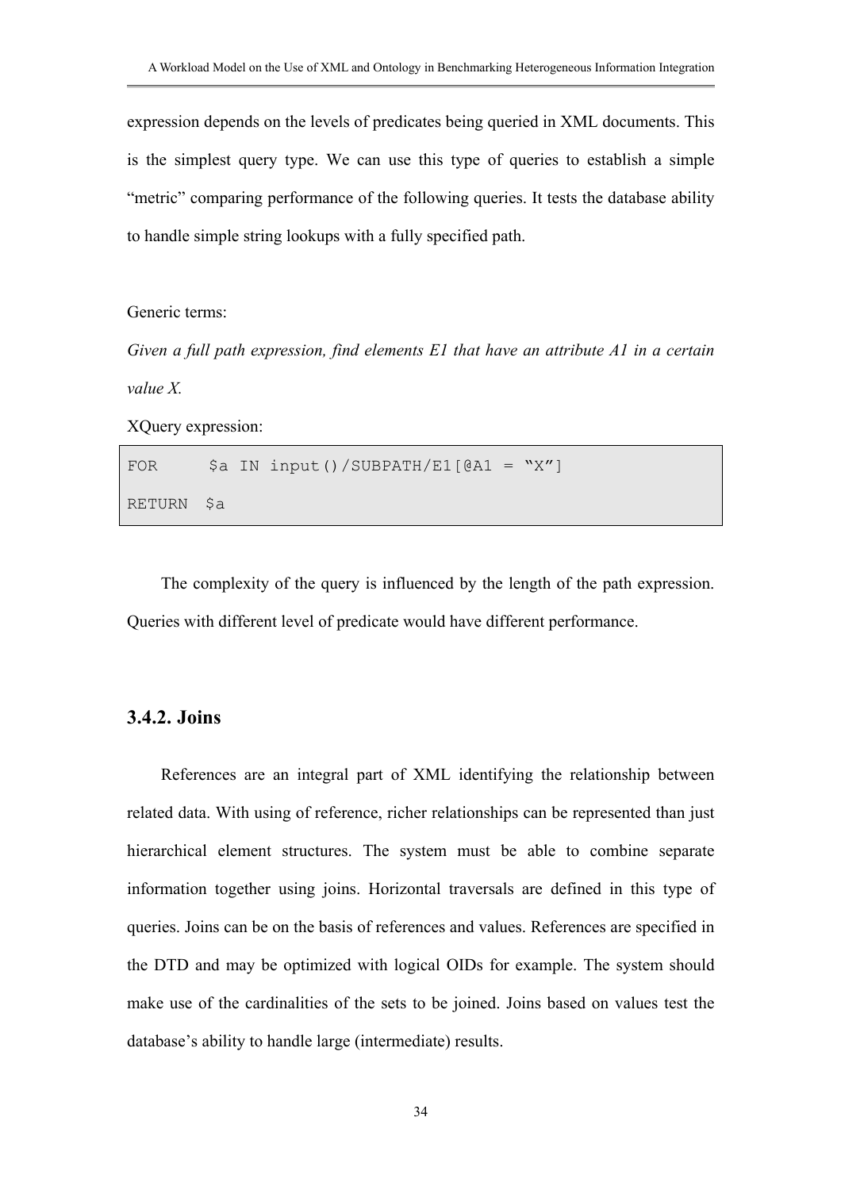expression depends on the levels of predicates being queried in XML documents. This is the simplest query type. We can use this type of queries to establish a simple "metric" comparing performance of the following queries. It tests the database ability to handle simple string lookups with a fully specified path.

Generic terms:

*Given a full path expression, find elements E1 that have an attribute A1 in a certain value X.*

XQuery expression:

```
FOR     $a IN input()/SUBPATH/E1[@A1 = "X"]
RETURN  $a
```

The complexity of the query is influenced by the length of the path expression. Queries with different level of predicate would have different performance.

### 3.4.2. Joins

References are an integral part of XML identifying the relationship between related data. With using of reference, richer relationships can be represented than just hierarchical element structures. The system must be able to combine separate information together using joins. Horizontal traversals are defined in this type of queries. Joins can be on the basis of references and values. References are specified in the DTD and may be optimized with logical OIDs for example. The system should make use of the cardinalities of the sets to be joined. Joins based on values test the database's ability to handle large (intermediate) results.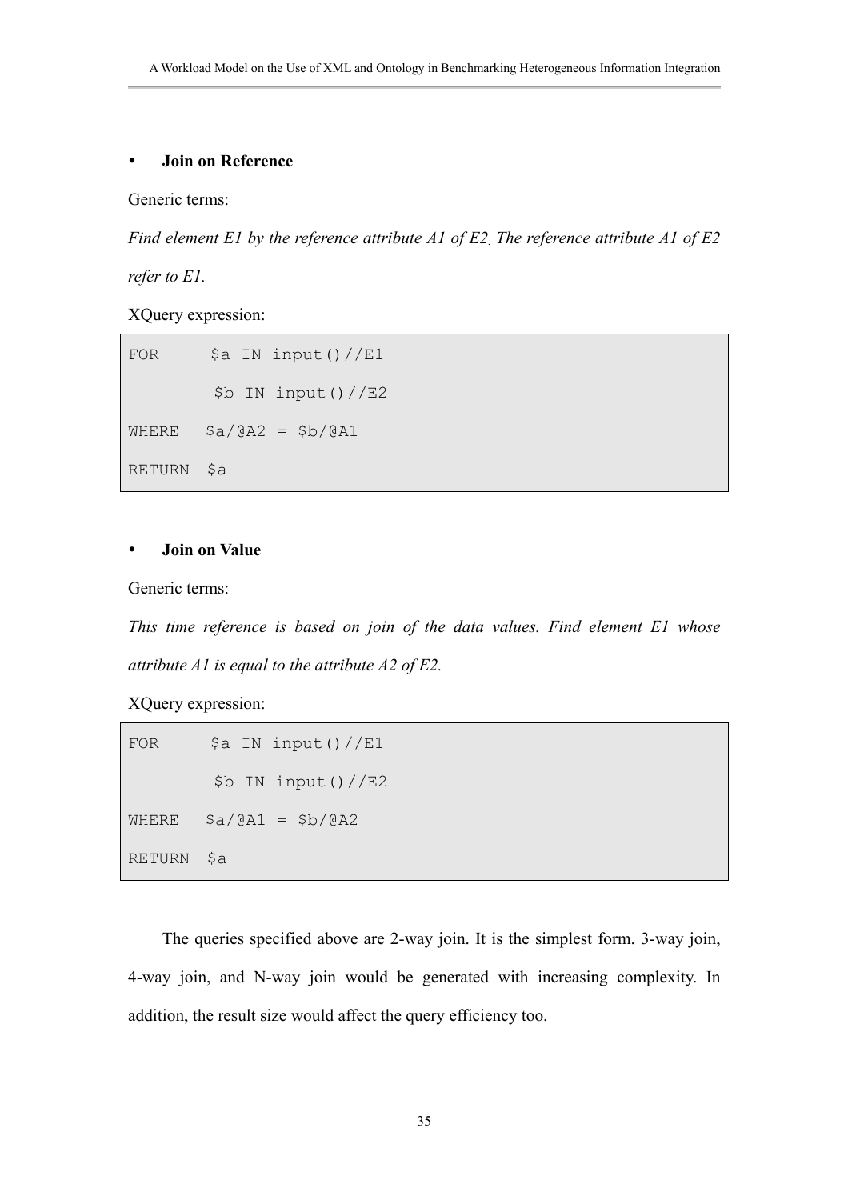- **Join on Reference**

Generic terms:

*Find element E1 by the reference attribute A1 of E2. The reference attribute A1 of E2 refer to E1.*

XQuery expression:

```
FOR     $a IN input()//E1
         $b IN input()//E2
WHERE   $a/@A2 = $b/@A1
RETURN  $a
```

- **Join on Value**

Generic terms:

*This time reference is based on join of the data values. Find element E1 whose attribute A1 is equal to the attribute A2 of E2.*

XQuery expression:

```
FOR     $a IN input()//E1
         $b IN input()//E2
WHERE   $a/@A1 = $b/@A2
RETURN  $a
```

The queries specified above are 2-way join. It is the simplest form. 3-way join, 4-way join, and N-way join would be generated with increasing complexity. In addition, the result size would affect the query efficiency too.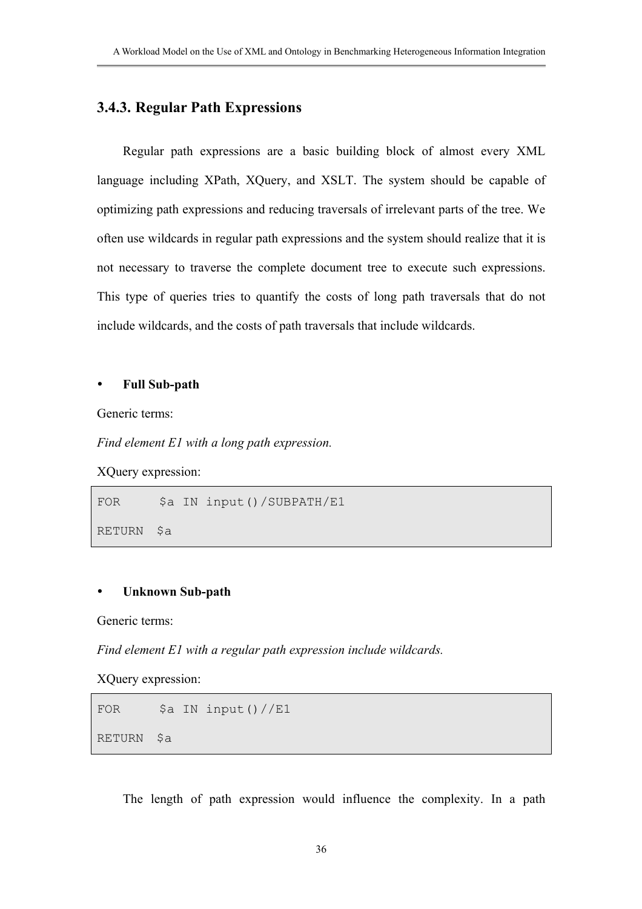### 3.4.3. Regular Path Expressions

Regular path expressions are a basic building block of almost every XML language including XPath, XQuery, and XSLT. The system should be capable of optimizing path expressions and reducing traversals of irrelevant parts of the tree. We often use wildcards in regular path expressions and the system should realize that it is not necessary to traverse the complete document tree to execute such expressions. This type of queries tries to quantify the costs of long path traversals that do not include wildcards, and the costs of path traversals that include wildcards.

- **Full Sub-path**

Generic terms:

*Find element E1 with a long path expression.*

XQuery expression:

```
FOR     $a IN input()/SUBPATH/E1
RETURN  $a
```

- **Unknown Sub-path**

Generic terms:

*Find element E1 with a regular path expression include wildcards.*

XQuery expression:

```
FOR     $a IN input()//E1
RETURN  $a
```

The length of path expression would influence the complexity. In a path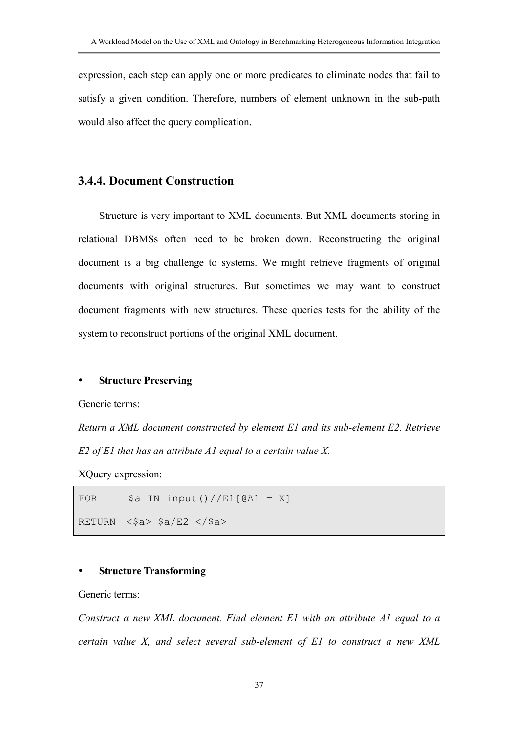expression, each step can apply one or more predicates to eliminate nodes that fail to satisfy a given condition. Therefore, numbers of element unknown in the sub-path would also affect the query complication.

### 3.4.4. Document Construction

Structure is very important to XML documents. But XML documents storing in relational DBMSs often need to be broken down. Reconstructing the original document is a big challenge to systems. We might retrieve fragments of original documents with original structures. But sometimes we may want to construct document fragments with new structures. These queries tests for the ability of the system to reconstruct portions of the original XML document.

- **Structure Preserving**

Generic terms:

*Return a XML document constructed by element E1 and its sub-element E2. Retrieve E2 of E1 that has an attribute A1 equal to a certain value X.*

XQuery expression:

```
FOR     $a IN input()//E1[@A1 = X]
RETURN  <$a> $a/E2 </$a>
```

- **Structure Transforming**

Generic terms:

*Construct a new XML document. Find element E1 with an attribute A1 equal to a certain value X, and select several sub-element of E1 to construct a new XML*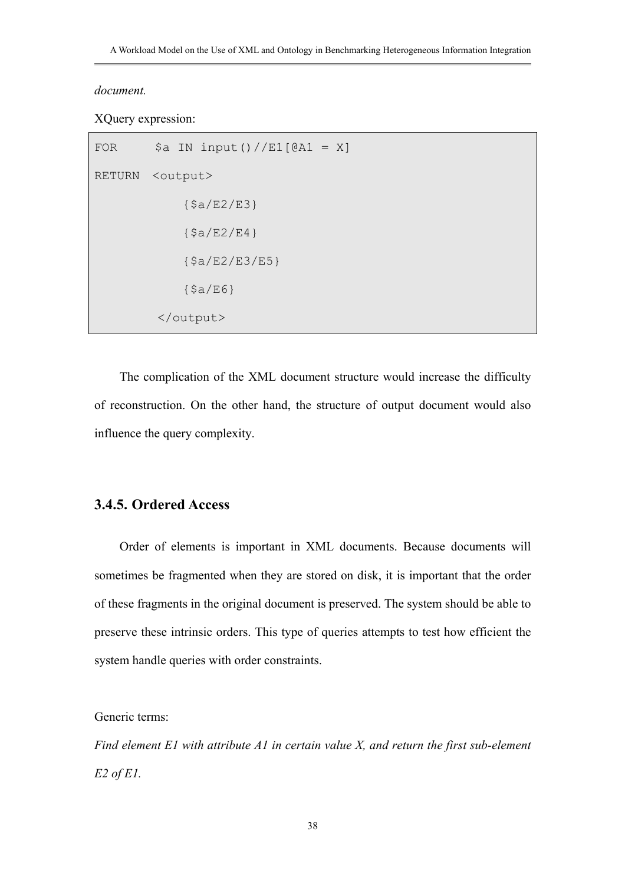*document.*

XQuery expression:

```
FOR      $a IN input()//E1[@A1 = X]
RETURN  <output>
            {$a/E2/E3}
            {$a/E2/E4}
            {$a/E2/E3/E5}
            {$a/E6}
         </output>
```

The complication of the XML document structure would increase the difficulty of reconstruction. On the other hand, the structure of output document would also influence the query complexity.

### 3.4.5. Ordered Access

Order of elements is important in XML documents. Because documents will sometimes be fragmented when they are stored on disk, it is important that the order of these fragments in the original document is preserved. The system should be able to preserve these intrinsic orders. This type of queries attempts to test how efficient the system handle queries with order constraints.

Generic terms:

*Find element E1 with attribute A1 in certain value X, and return the first sub-element E2 of E1.*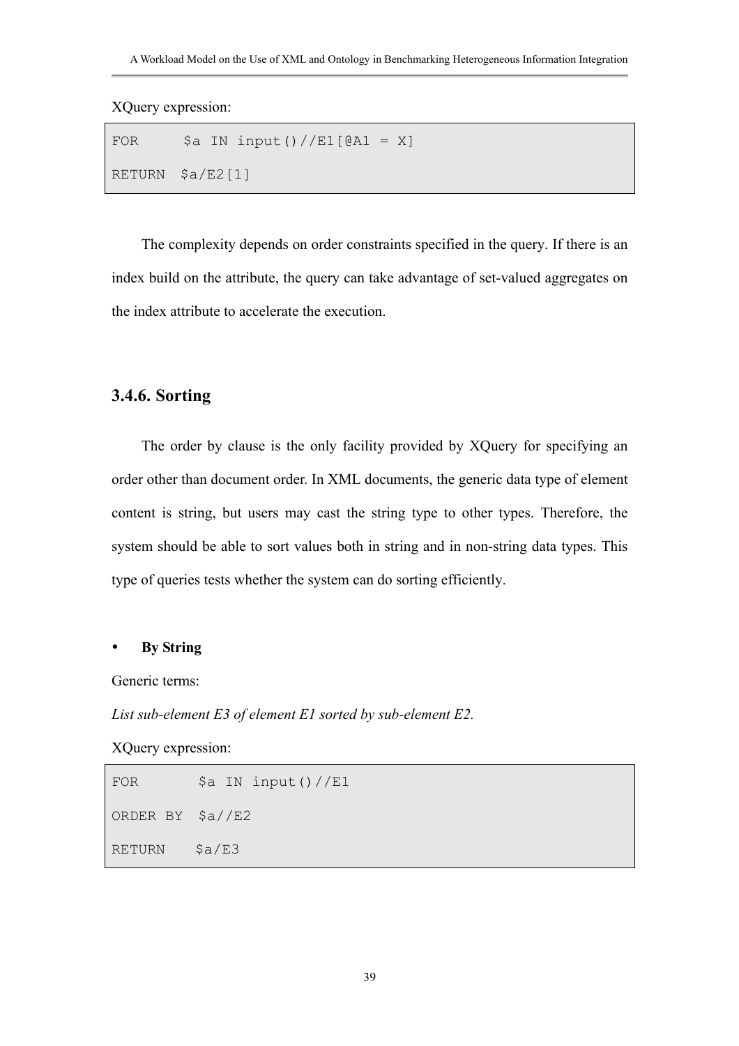XQuery expression:

```
FOR     $a IN input()//E1[@A1 = X]
RETURN  $a/E2[1]
```

The complexity depends on order constraints specified in the query. If there is an index build on the attribute, the query can take advantage of set-valued aggregates on the index attribute to accelerate the execution.

### 3.4.6. Sorting

The order by clause is the only facility provided by XQuery for specifying an order other than document order. In XML documents, the generic data type of element content is string, but users may cast the string type to other types. Therefore, the system should be able to sort values both in string and in non-string data types. This type of queries tests whether the system can do sorting efficiently.

- **By String**

Generic terms:

*List sub-element E3 of element E1 sorted by sub-element E2.*

XQuery expression:

```
FOR       $a IN input()//E1
ORDER BY  $a//E2
RETURN    $a/E3
```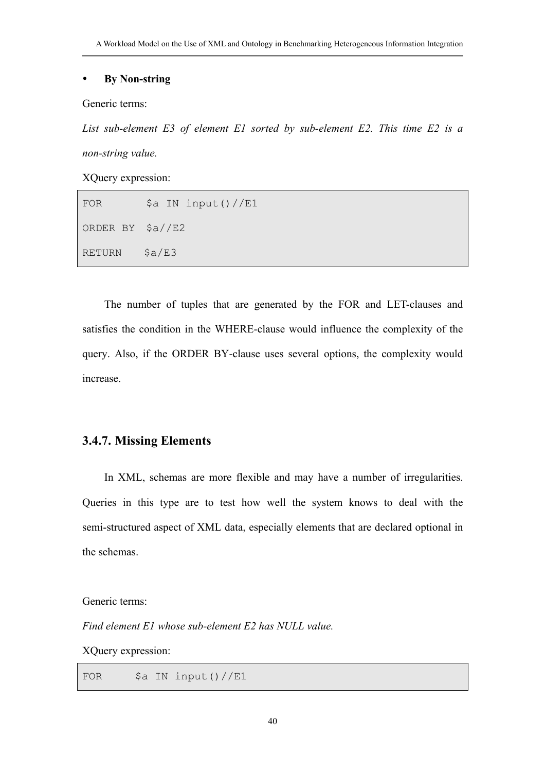- **By Non-string**

Generic terms:

*List sub-element E3 of element E1 sorted by sub-element E2. This time E2 is a non-string value.*

XQuery expression:

```
FOR       $a IN input()//E1
ORDER BY  $a//E2
RETURN    $a/E3
```

The number of tuples that are generated by the FOR and LET-clauses and satisfies the condition in the WHERE-clause would influence the complexity of the query. Also, if the ORDER BY-clause uses several options, the complexity would increase.

### 3.4.7. Missing Elements

In XML, schemas are more flexible and may have a number of irregularities. Queries in this type are to test how well the system knows to deal with the semi-structured aspect of XML data, especially elements that are declared optional in the schemas.

Generic terms:

*Find element E1 whose sub-element E2 has NULL value.*

XQuery expression:

```
FOR     $a IN input()//E1
```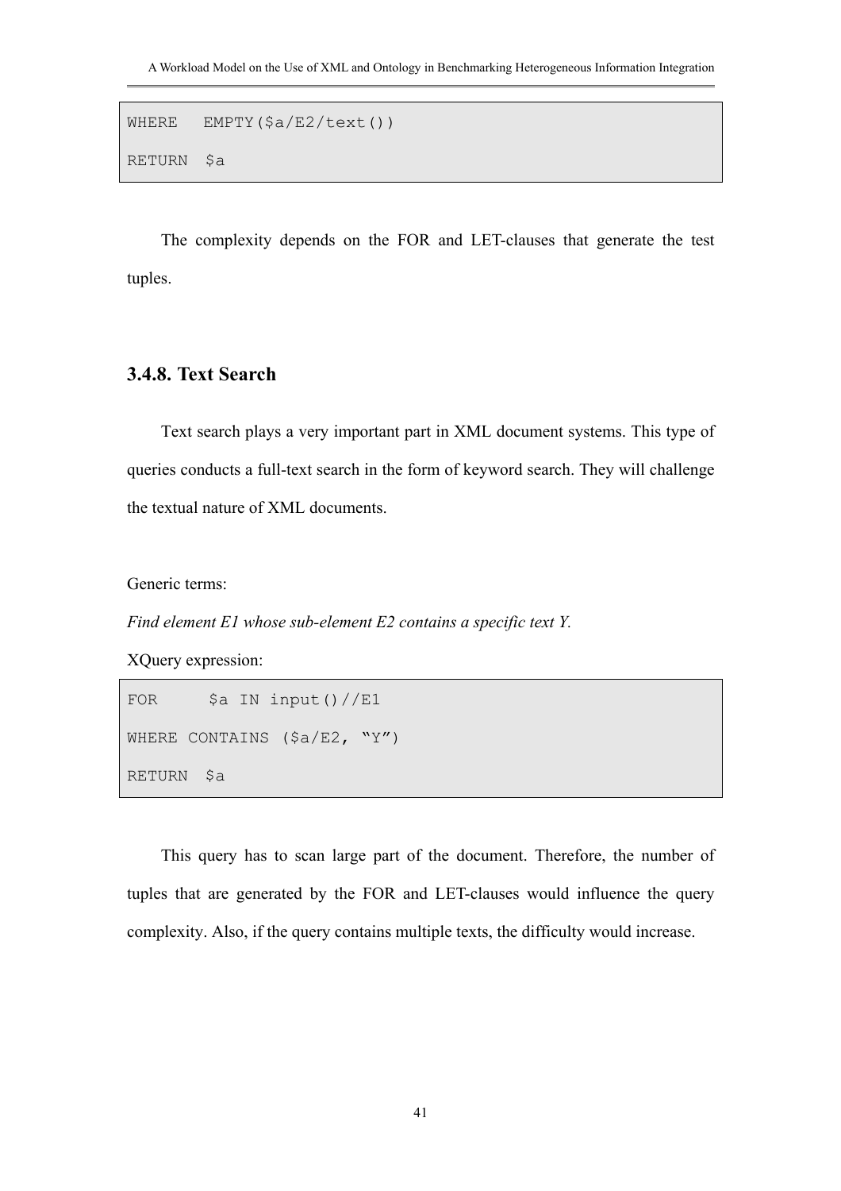```
WHERE   EMPTY($a/E2/text())
RETURN  $a
```

The complexity depends on the FOR and LET-clauses that generate the test tuples.

### 3.4.8. Text Search

Text search plays a very important part in XML document systems. This type of queries conducts a full-text search in the form of keyword search. They will challenge the textual nature of XML documents.

Generic terms:

*Find element E1 whose sub-element E2 contains a specific text Y.*

XQuery expression:

```
FOR     $a IN input()//E1
WHERE CONTAINS ($a/E2, "Y")
RETURN  $a
```

This query has to scan large part of the document. Therefore, the number of tuples that are generated by the FOR and LET-clauses would influence the query complexity. Also, if the query contains multiple texts, the difficulty would increase.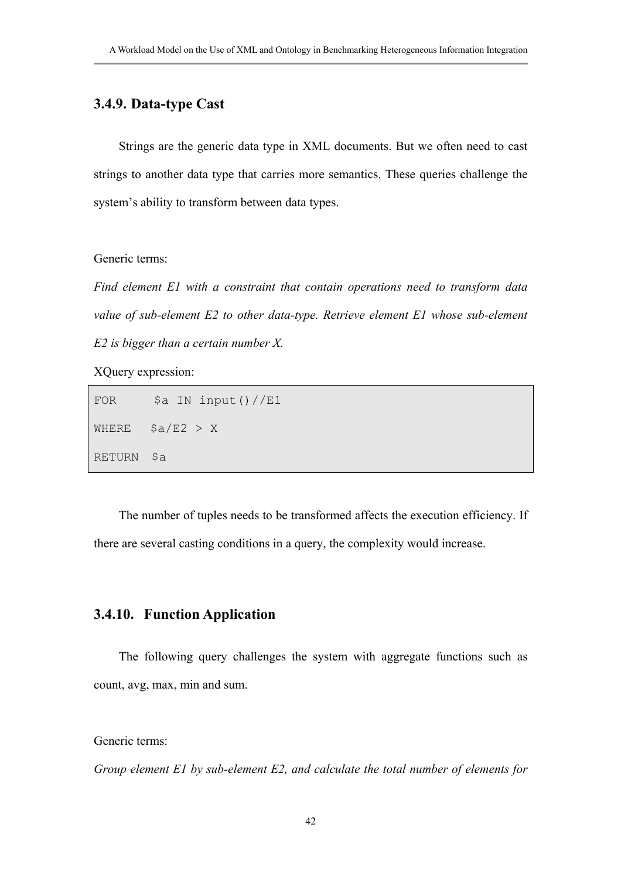### 3.4.9. Data-type Cast

Strings are the generic data type in XML documents. But we often need to cast strings to another data type that carries more semantics. These queries challenge the system's ability to transform between data types.

Generic terms:

*Find element E1 with a constraint that contain operations need to transform data value of sub-element E2 to other data-type. Retrieve element E1 whose sub-element E2 is bigger than a certain number X.*

XQuery expression:

```
FOR     $a IN input()//E1
WHERE   $a/E2 > X
RETURN  $a
```

The number of tuples needs to be transformed affects the execution efficiency. If there are several casting conditions in a query, the complexity would increase.

### 3.4.10. Function Application

The following query challenges the system with aggregate functions such as count, avg, max, min and sum.

Generic terms:

*Group element E1 by sub-element E2, and calculate the total number of elements for*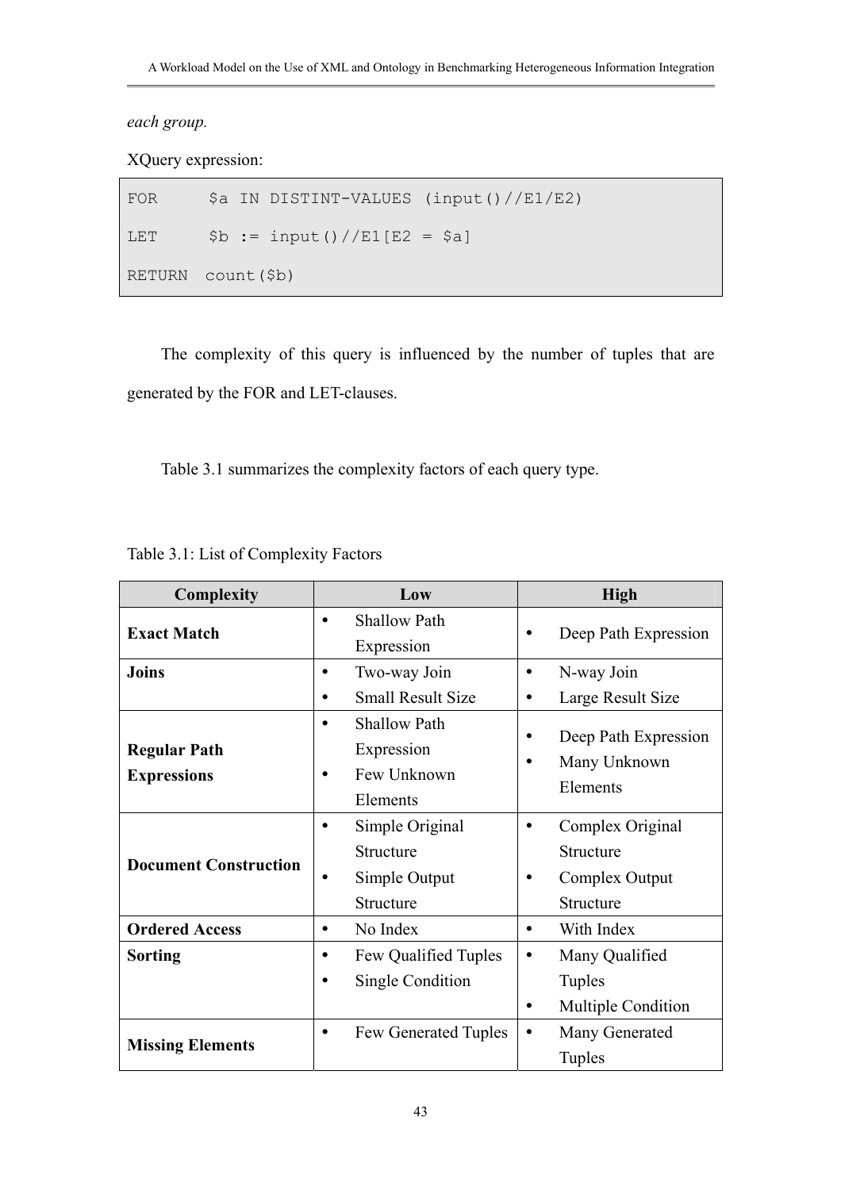*each group.*

XQuery expression:

```
FOR     $a IN DISTINT-VALUES (input()//E1/E2)
LET     $b := input()//E1[E2 = $a]
RETURN  count($b)
```

The complexity of this query is influenced by the number of tuples that are generated by the FOR and LET-clauses.

Table 3.1 summarizes the complexity factors of each query type.

Table 3.1: List of Complexity Factors

| Complexity | Low | High |
|---|---|---|
| **Exact Match** | • Shallow Path Expression | • Deep Path Expression |
| **Joins** | • Two-way Join<br>• Small Result Size | • N-way Join<br>• Large Result Size |
| **Regular Path Expressions** | • Shallow Path Expression<br>• Few Unknown Elements | • Deep Path Expression<br>• Many Unknown Elements |
| **Document Construction** | • Simple Original Structure<br>• Simple Output Structure | • Complex Original Structure<br>• Complex Output Structure |
| **Ordered Access** | • No Index | • With Index |
| **Sorting** | • Few Qualified Tuples<br>• Single Condition | • Many Qualified Tuples<br>• Multiple Condition |
| **Missing Elements** | • Few Generated Tuples | • Many Generated Tuples |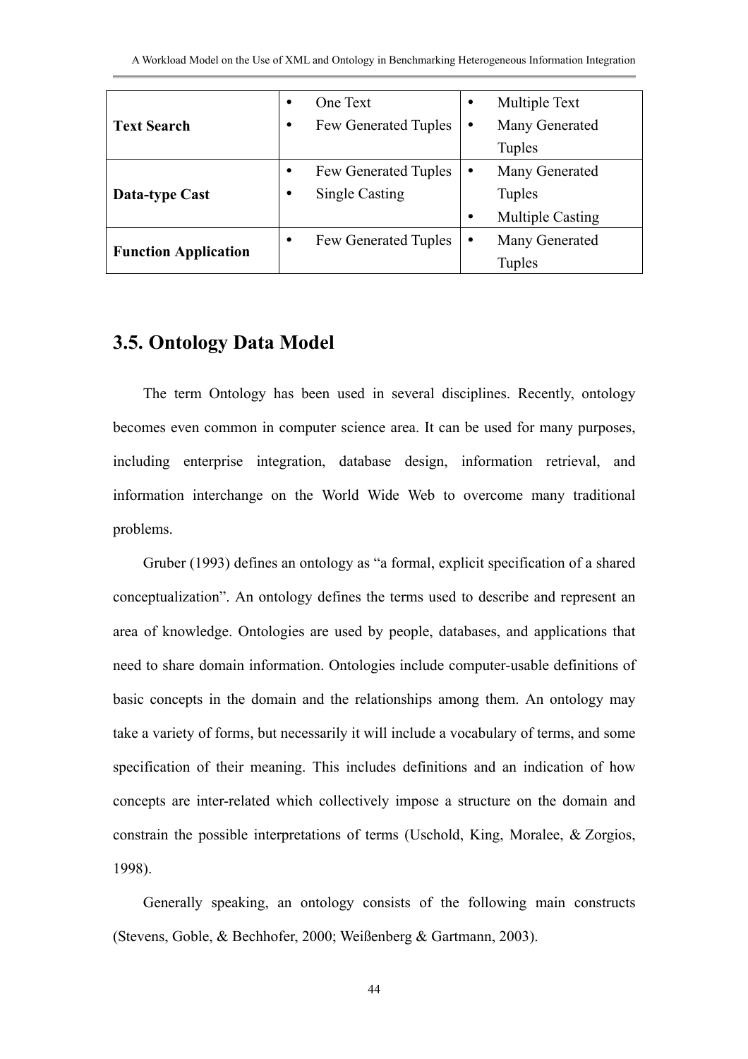| | | |
|---|---|---|
| **Text Search** | • One Text<br>• Few Generated Tuples | • Multiple Text<br>• Many Generated Tuples |
| **Data-type Cast** | • Few Generated Tuples<br>• Single Casting | • Many Generated Tuples<br>• Multiple Casting |
| **Function Application** | • Few Generated Tuples | • Many Generated Tuples |

## 3.5. Ontology Data Model

The term Ontology has been used in several disciplines. Recently, ontology becomes even common in computer science area. It can be used for many purposes, including enterprise integration, database design, information retrieval, and information interchange on the World Wide Web to overcome many traditional problems.

Gruber (1993) defines an ontology as "a formal, explicit specification of a shared conceptualization". An ontology defines the terms used to describe and represent an area of knowledge. Ontologies are used by people, databases, and applications that need to share domain information. Ontologies include computer-usable definitions of basic concepts in the domain and the relationships among them. An ontology may take a variety of forms, but necessarily it will include a vocabulary of terms, and some specification of their meaning. This includes definitions and an indication of how concepts are inter-related which collectively impose a structure on the domain and constrain the possible interpretations of terms (Uschold, King, Moralee, & Zorgios, 1998).

Generally speaking, an ontology consists of the following main constructs (Stevens, Goble, & Bechhofer, 2000; Weißenberg & Gartmann, 2003).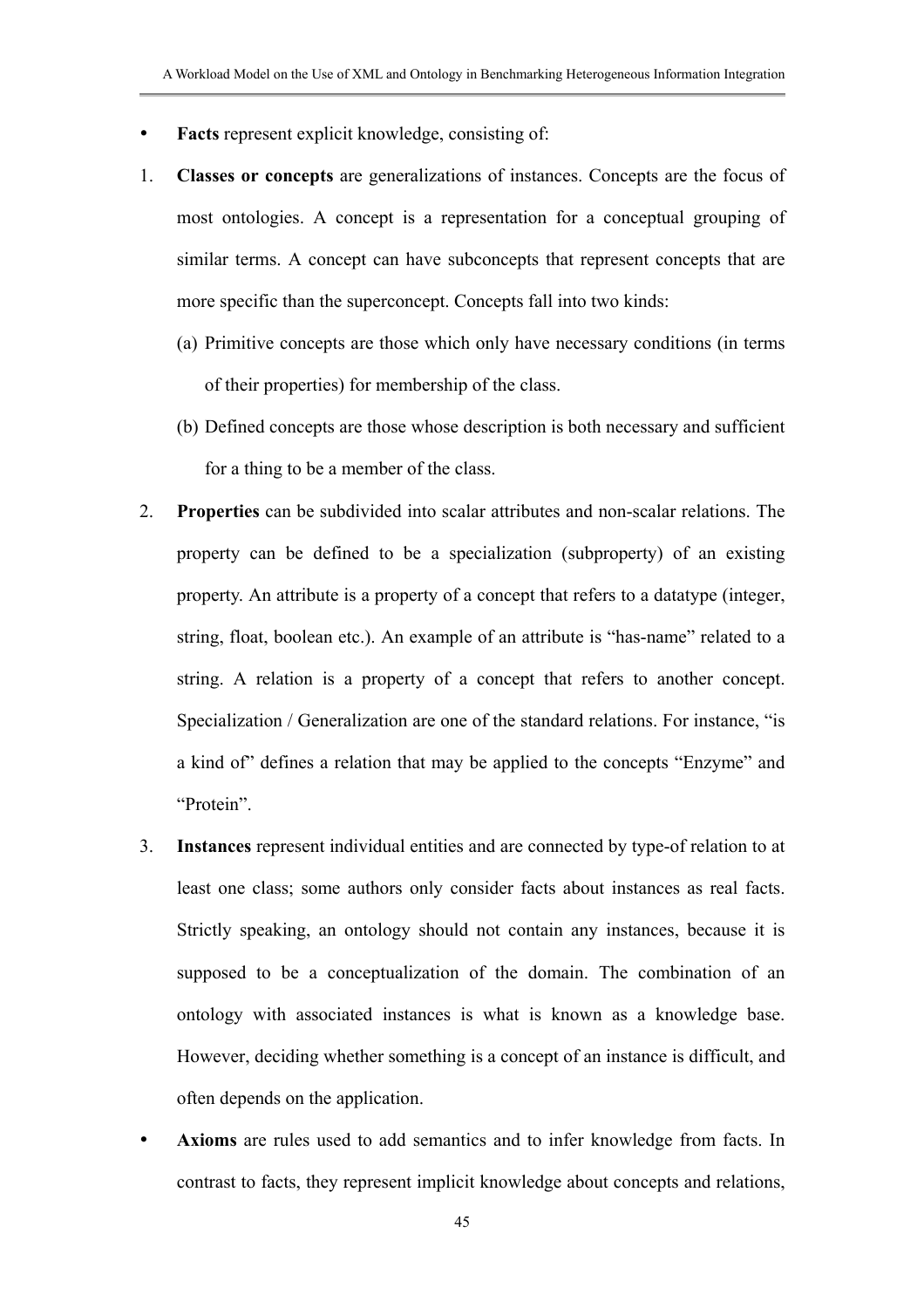- **Facts** represent explicit knowledge, consisting of:

1. **Classes or concepts** are generalizations of instances. Concepts are the focus of most ontologies. A concept is a representation for a conceptual grouping of similar terms. A concept can have subconcepts that represent concepts that are more specific than the superconcept. Concepts fall into two kinds:
   (a) Primitive concepts are those which only have necessary conditions (in terms of their properties) for membership of the class.
   (b) Defined concepts are those whose description is both necessary and sufficient for a thing to be a member of the class.
2. **Properties** can be subdivided into scalar attributes and non-scalar relations. The property can be defined to be a specialization (subproperty) of an existing property. An attribute is a property of a concept that refers to a datatype (integer, string, float, boolean etc.). An example of an attribute is "has-name" related to a string. A relation is a property of a concept that refers to another concept. Specialization / Generalization are one of the standard relations. For instance, "is a kind of" defines a relation that may be applied to the concepts "Enzyme" and "Protein".
3. **Instances** represent individual entities and are connected by type-of relation to at least one class; some authors only consider facts about instances as real facts. Strictly speaking, an ontology should not contain any instances, because it is supposed to be a conceptualization of the domain. The combination of an ontology with associated instances is what is known as a knowledge base. However, deciding whether something is a concept of an instance is difficult, and often depends on the application.

- **Axioms** are rules used to add semantics and to infer knowledge from facts. In contrast to facts, they represent implicit knowledge about concepts and relations,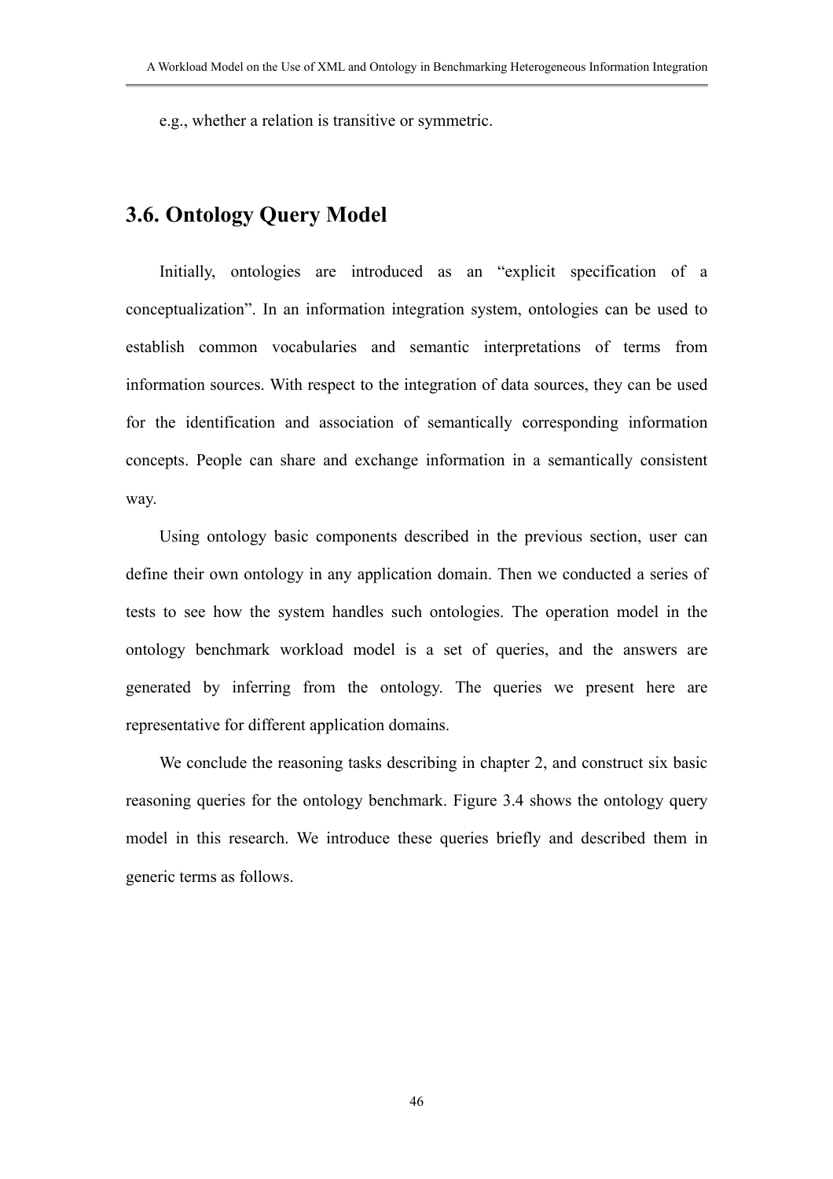e.g., whether a relation is transitive or symmetric.

## 3.6. Ontology Query Model

Initially, ontologies are introduced as an "explicit specification of a conceptualization". In an information integration system, ontologies can be used to establish common vocabularies and semantic interpretations of terms from information sources. With respect to the integration of data sources, they can be used for the identification and association of semantically corresponding information concepts. People can share and exchange information in a semantically consistent way.

Using ontology basic components described in the previous section, user can define their own ontology in any application domain. Then we conducted a series of tests to see how the system handles such ontologies. The operation model in the ontology benchmark workload model is a set of queries, and the answers are generated by inferring from the ontology. The queries we present here are representative for different application domains.

We conclude the reasoning tasks describing in chapter 2, and construct six basic reasoning queries for the ontology benchmark. Figure 3.4 shows the ontology query model in this research. We introduce these queries briefly and described them in generic terms as follows.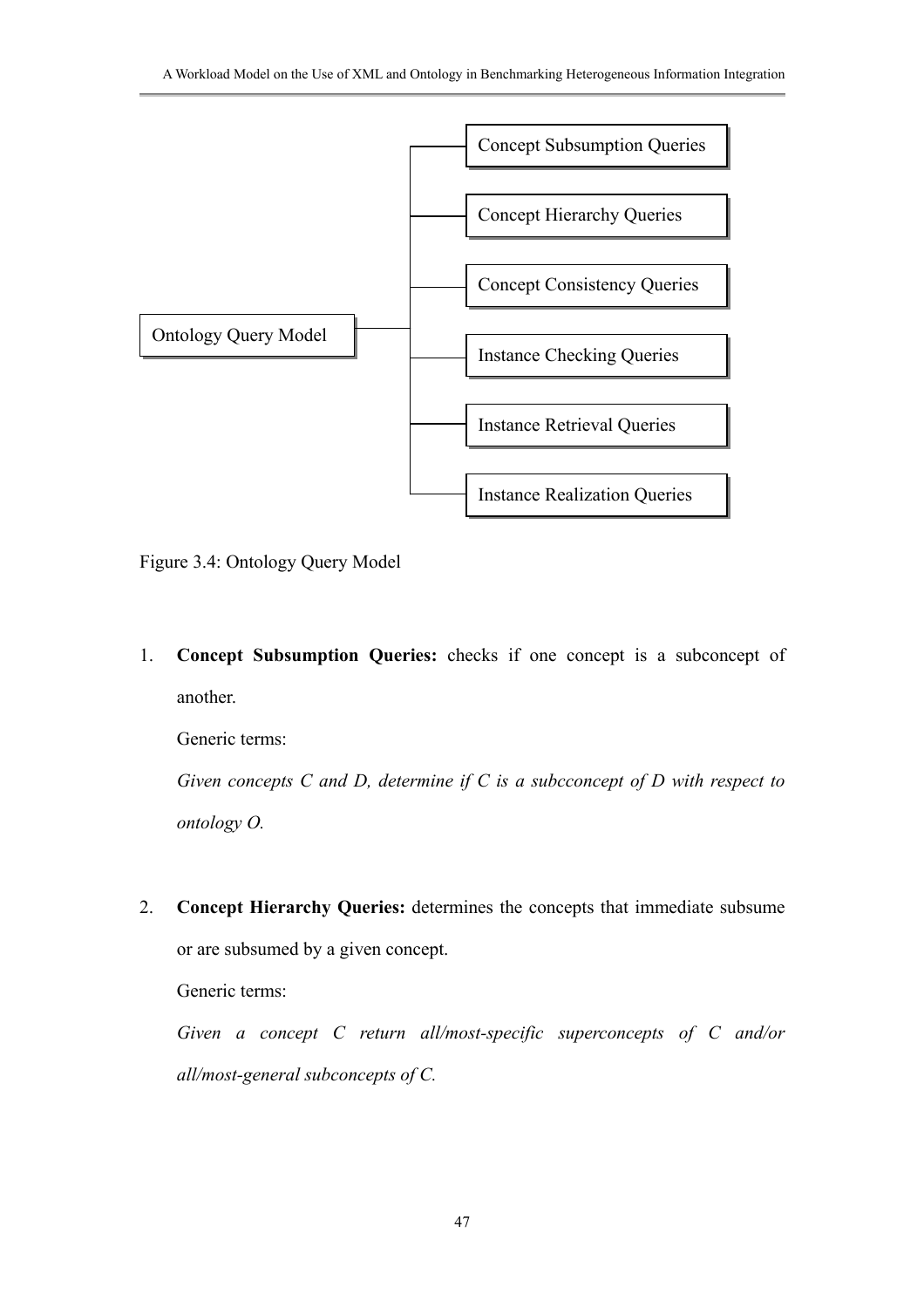- Ontology Query Model
  - Concept Subsumption Queries
  - Concept Hierarchy Queries
  - Concept Consistency Queries
  - Instance Checking Queries
  - Instance Retrieval Queries
  - Instance Realization Queries

Figure 3.4: Ontology Query Model

1. **Concept Subsumption Queries:** checks if one concept is a subconcept of another.

   Generic terms:

   *Given concepts C and D, determine if C is a subcconcept of D with respect to ontology O.*

2. **Concept Hierarchy Queries:** determines the concepts that immediate subsume or are subsumed by a given concept.

   Generic terms:

   *Given a concept C return all/most-specific superconcepts of C and/or all/most-general subconcepts of C.*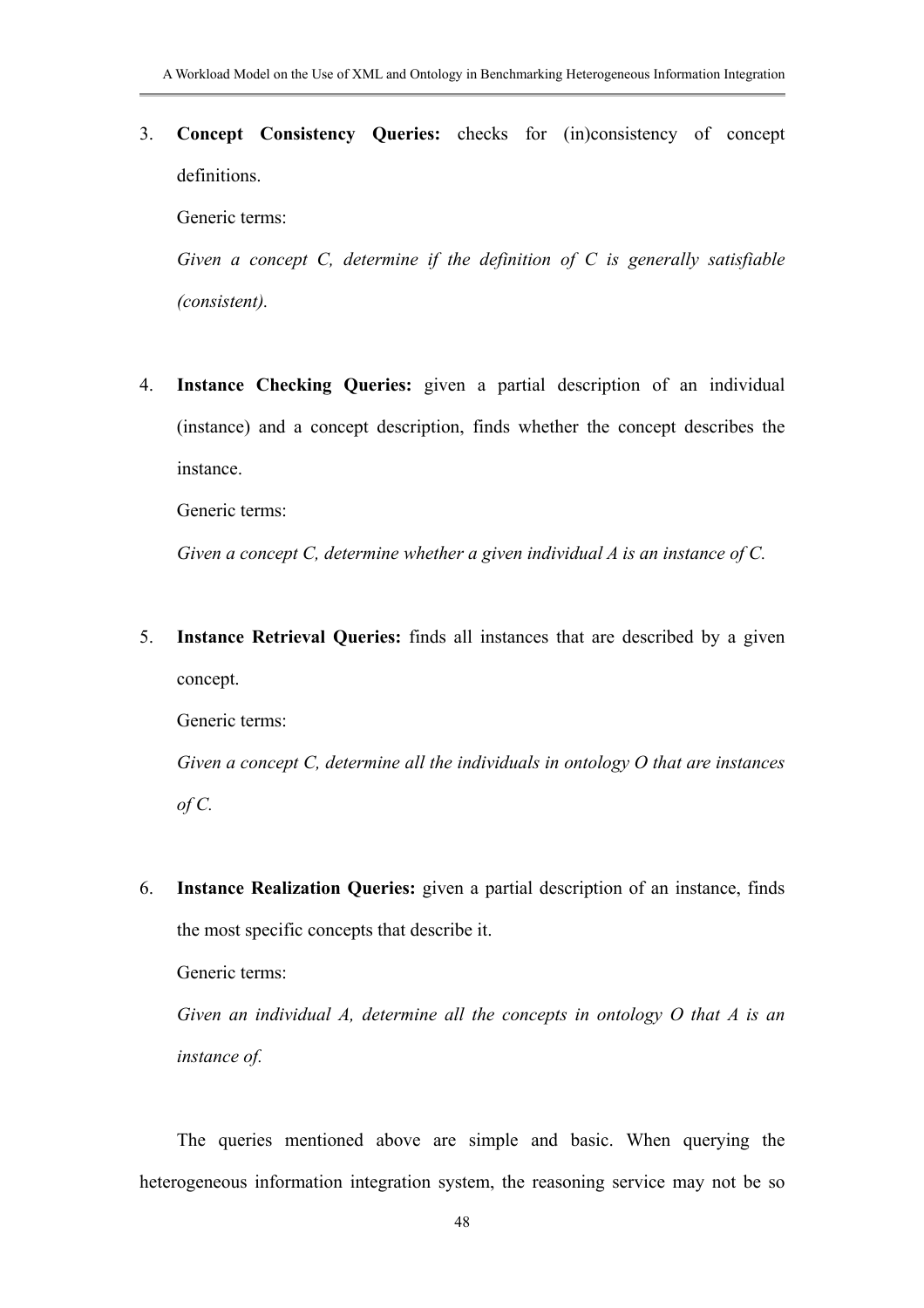3. **Concept Consistency Queries:** checks for (in)consistency of concept definitions.

   Generic terms:

   *Given a concept C, determine if the definition of C is generally satisfiable (consistent).*

4. **Instance Checking Queries:** given a partial description of an individual (instance) and a concept description, finds whether the concept describes the instance.

   Generic terms:

   *Given a concept C, determine whether a given individual A is an instance of C.*

5. **Instance Retrieval Queries:** finds all instances that are described by a given concept.

   Generic terms:

   *Given a concept C, determine all the individuals in ontology O that are instances of C.*

6. **Instance Realization Queries:** given a partial description of an instance, finds the most specific concepts that describe it.

   Generic terms:

   *Given an individual A, determine all the concepts in ontology O that A is an instance of.*

The queries mentioned above are simple and basic. When querying the heterogeneous information integration system, the reasoning service may not be so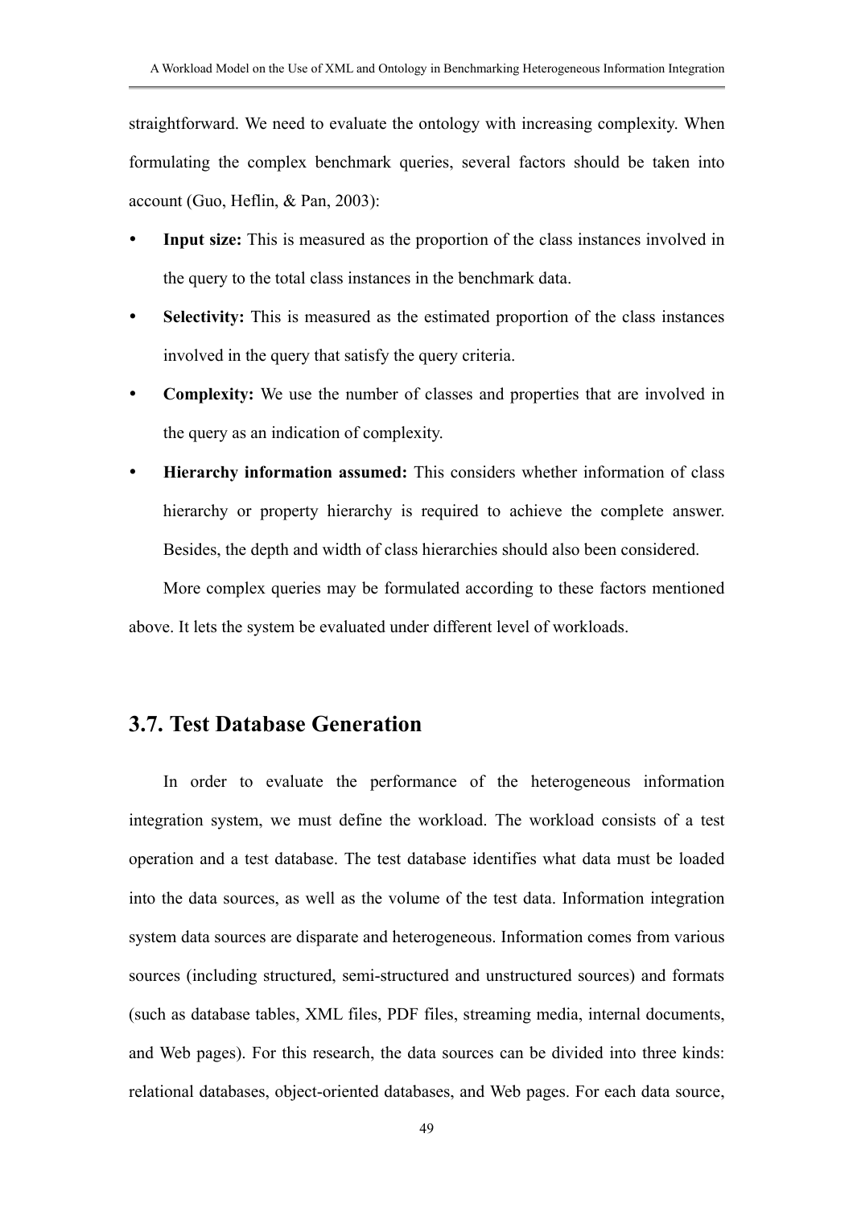straightforward. We need to evaluate the ontology with increasing complexity. When formulating the complex benchmark queries, several factors should be taken into account (Guo, Heflin, & Pan, 2003):

- **Input size:** This is measured as the proportion of the class instances involved in the query to the total class instances in the benchmark data.
- **Selectivity:** This is measured as the estimated proportion of the class instances involved in the query that satisfy the query criteria.
- **Complexity:** We use the number of classes and properties that are involved in the query as an indication of complexity.
- **Hierarchy information assumed:** This considers whether information of class hierarchy or property hierarchy is required to achieve the complete answer. Besides, the depth and width of class hierarchies should also been considered.

More complex queries may be formulated according to these factors mentioned above. It lets the system be evaluated under different level of workloads.

## 3.7. Test Database Generation

In order to evaluate the performance of the heterogeneous information integration system, we must define the workload. The workload consists of a test operation and a test database. The test database identifies what data must be loaded into the data sources, as well as the volume of the test data. Information integration system data sources are disparate and heterogeneous. Information comes from various sources (including structured, semi-structured and unstructured sources) and formats (such as database tables, XML files, PDF files, streaming media, internal documents, and Web pages). For this research, the data sources can be divided into three kinds: relational databases, object-oriented databases, and Web pages. For each data source,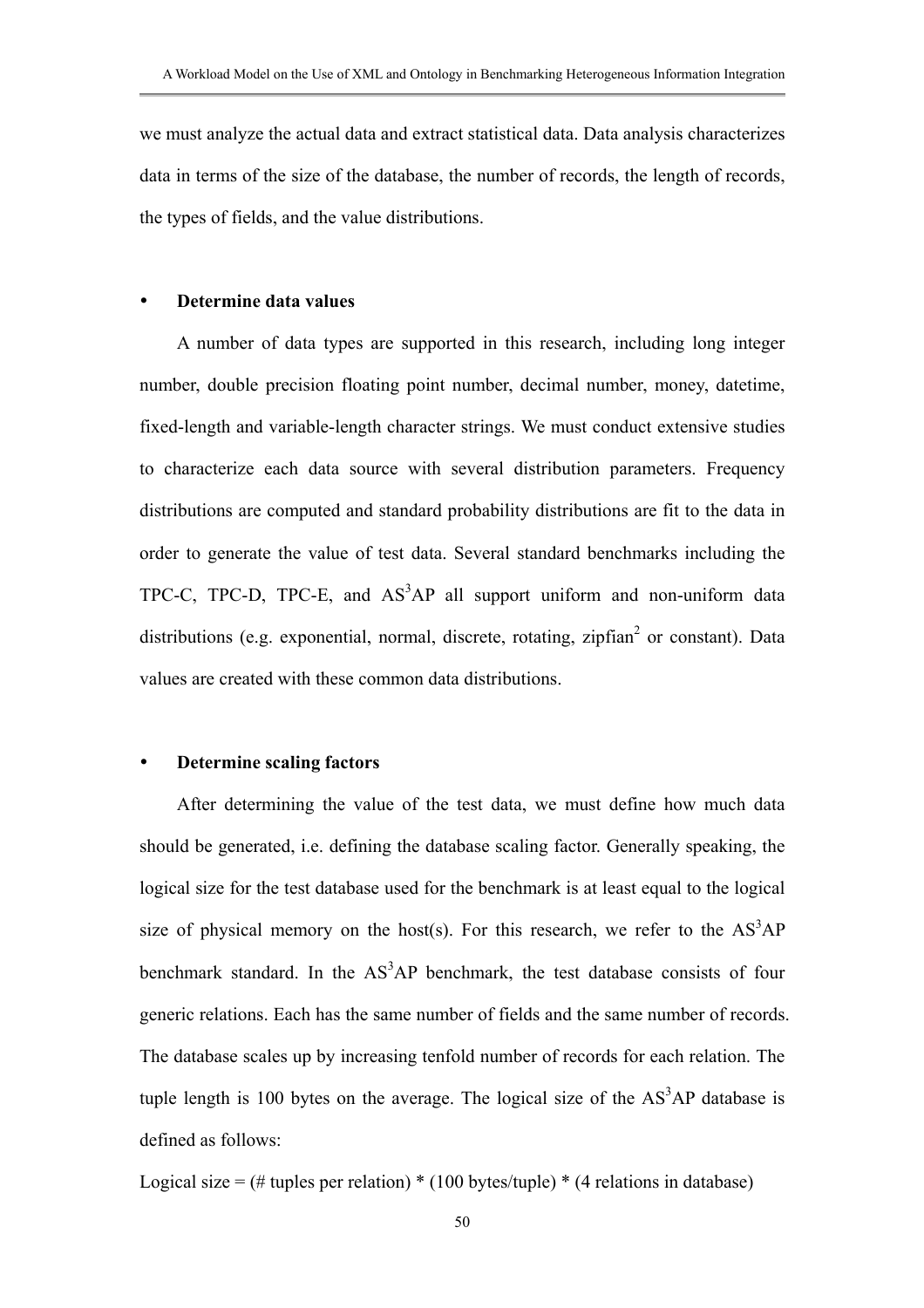we must analyze the actual data and extract statistical data. Data analysis characterizes data in terms of the size of the database, the number of records, the length of records, the types of fields, and the value distributions.

- **Determine data values**

A number of data types are supported in this research, including long integer number, double precision floating point number, decimal number, money, datetime, fixed-length and variable-length character strings. We must conduct extensive studies to characterize each data source with several distribution parameters. Frequency distributions are computed and standard probability distributions are fit to the data in order to generate the value of test data. Several standard benchmarks including the TPC-C, TPC-D, TPC-E, and AS$^3$AP all support uniform and non-uniform data distributions (e.g. exponential, normal, discrete, rotating, zipfian[2] or constant). Data values are created with these common data distributions.

- **Determine scaling factors**

After determining the value of the test data, we must define how much data should be generated, i.e. defining the database scaling factor. Generally speaking, the logical size for the test database used for the benchmark is at least equal to the logical size of physical memory on the host(s). For this research, we refer to the AS$^3$AP benchmark standard. In the AS$^3$AP benchmark, the test database consists of four generic relations. Each has the same number of fields and the same number of records. The database scales up by increasing tenfold number of records for each relation. The tuple length is 100 bytes on the average. The logical size of the AS$^3$AP database is defined as follows:

Logical size = (# tuples per relation) * (100 bytes/tuple) * (4 relations in database)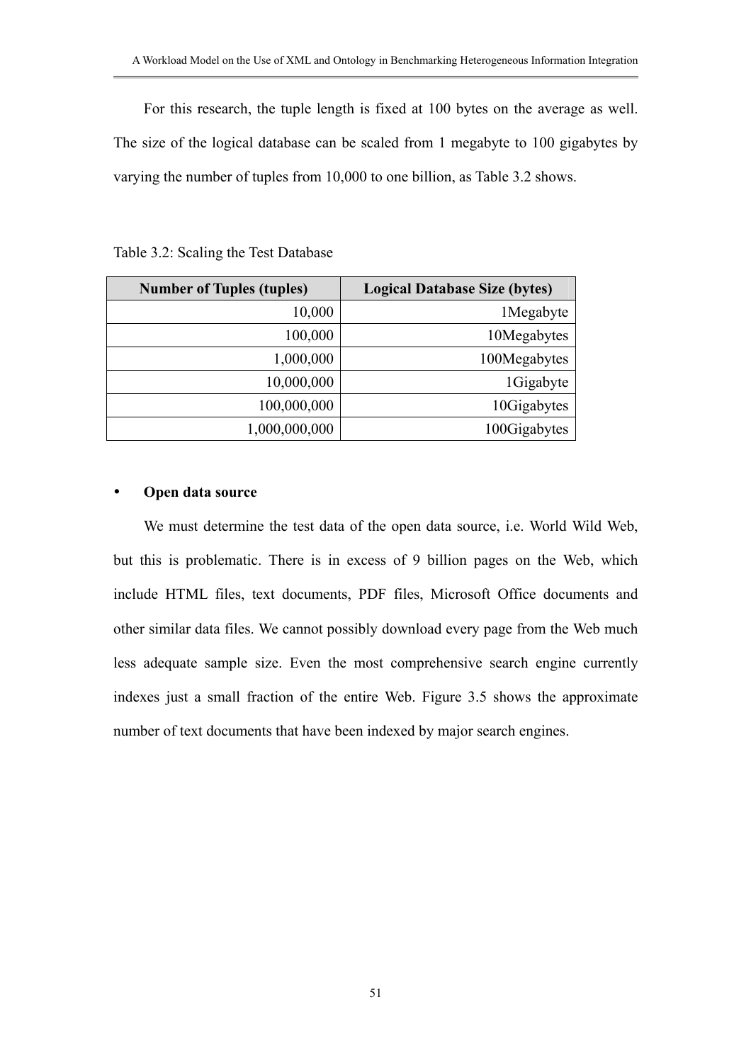For this research, the tuple length is fixed at 100 bytes on the average as well. The size of the logical database can be scaled from 1 megabyte to 100 gigabytes by varying the number of tuples from 10,000 to one billion, as Table 3.2 shows.

Table 3.2: Scaling the Test Database

| Number of Tuples (tuples) | Logical Database Size (bytes) |
|---:|---:|
| 10,000 | 1Megabyte |
| 100,000 | 10Megabytes |
| 1,000,000 | 100Megabytes |
| 10,000,000 | 1Gigabyte |
| 100,000,000 | 10Gigabytes |
| 1,000,000,000 | 100Gigabytes |

- **Open data source**

We must determine the test data of the open data source, i.e. World Wild Web, but this is problematic. There is in excess of 9 billion pages on the Web, which include HTML files, text documents, PDF files, Microsoft Office documents and other similar data files. We cannot possibly download every page from the Web much less adequate sample size. Even the most comprehensive search engine currently indexes just a small fraction of the entire Web. Figure 3.5 shows the approximate number of text documents that have been indexed by major search engines.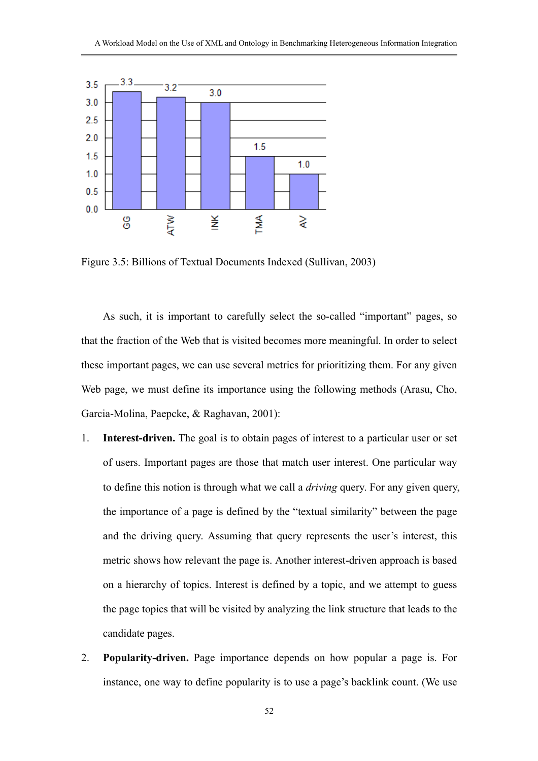Figure 3.5: Billions of Textual Documents Indexed (Sullivan, 2003)

As such, it is important to carefully select the so-called "important" pages, so that the fraction of the Web that is visited becomes more meaningful. In order to select these important pages, we can use several metrics for prioritizing them. For any given Web page, we must define its importance using the following methods (Arasu, Cho, Garcia-Molina, Paepcke, & Raghavan, 2001):

1. **Interest-driven.** The goal is to obtain pages of interest to a particular user or set of users. Important pages are those that match user interest. One particular way to define this notion is through what we call a *driving* query. For any given query, the importance of a page is defined by the "textual similarity" between the page and the driving query. Assuming that query represents the user's interest, this metric shows how relevant the page is. Another interest-driven approach is based on a hierarchy of topics. Interest is defined by a topic, and we attempt to guess the page topics that will be visited by analyzing the link structure that leads to the candidate pages.
2. **Popularity-driven.** Page importance depends on how popular a page is. For instance, one way to define popularity is to use a page's backlink count. (We use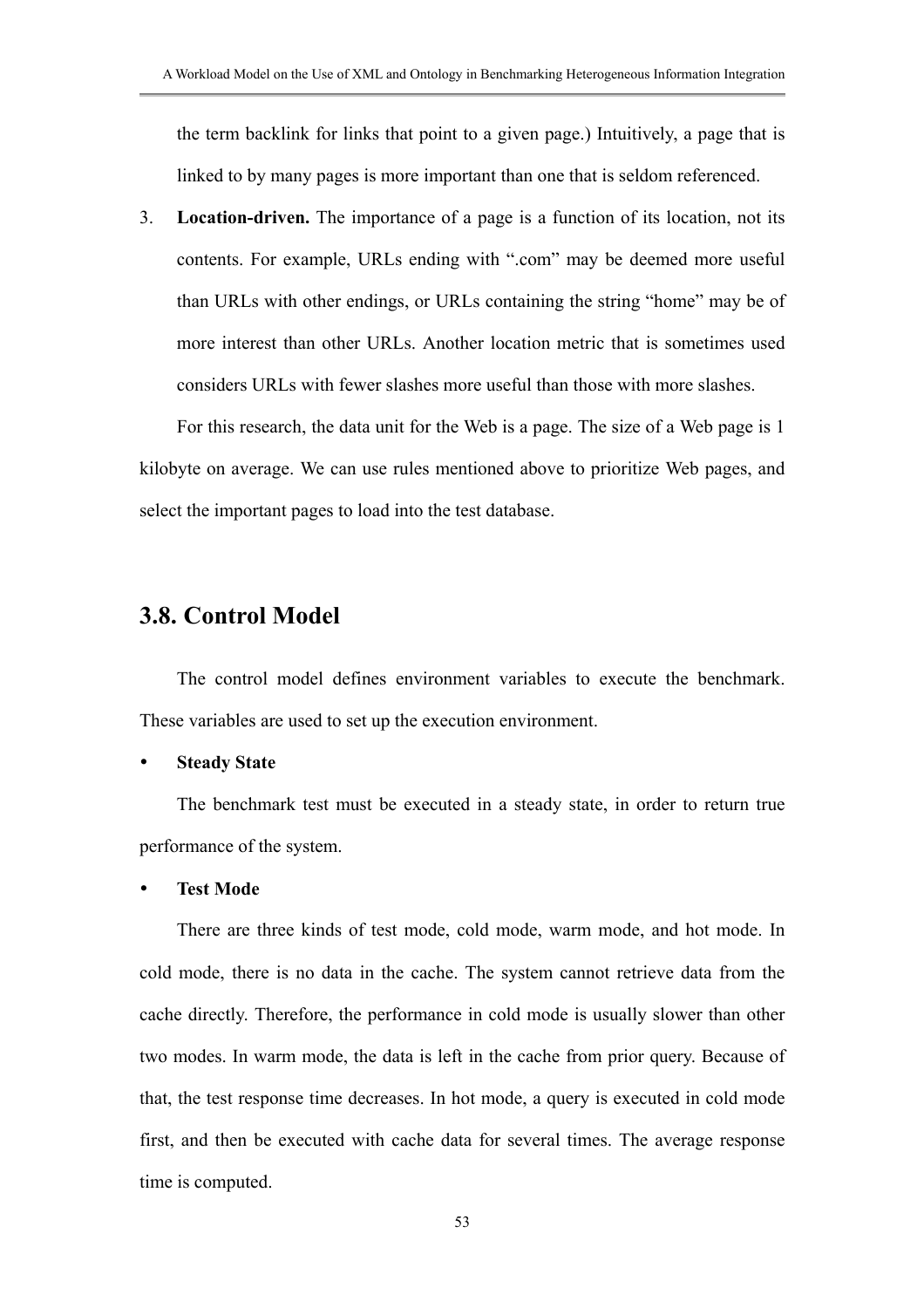the term backlink for links that point to a given page.) Intuitively, a page that is linked to by many pages is more important than one that is seldom referenced.

3. **Location-driven.** The importance of a page is a function of its location, not its contents. For example, URLs ending with ".com" may be deemed more useful than URLs with other endings, or URLs containing the string "home" may be of more interest than other URLs. Another location metric that is sometimes used considers URLs with fewer slashes more useful than those with more slashes.

For this research, the data unit for the Web is a page. The size of a Web page is 1 kilobyte on average. We can use rules mentioned above to prioritize Web pages, and select the important pages to load into the test database.

## 3.8. Control Model

The control model defines environment variables to execute the benchmark. These variables are used to set up the execution environment.

- **Steady State**

The benchmark test must be executed in a steady state, in order to return true performance of the system.

- **Test Mode**

There are three kinds of test mode, cold mode, warm mode, and hot mode. In cold mode, there is no data in the cache. The system cannot retrieve data from the cache directly. Therefore, the performance in cold mode is usually slower than other two modes. In warm mode, the data is left in the cache from prior query. Because of that, the test response time decreases. In hot mode, a query is executed in cold mode first, and then be executed with cache data for several times. The average response time is computed.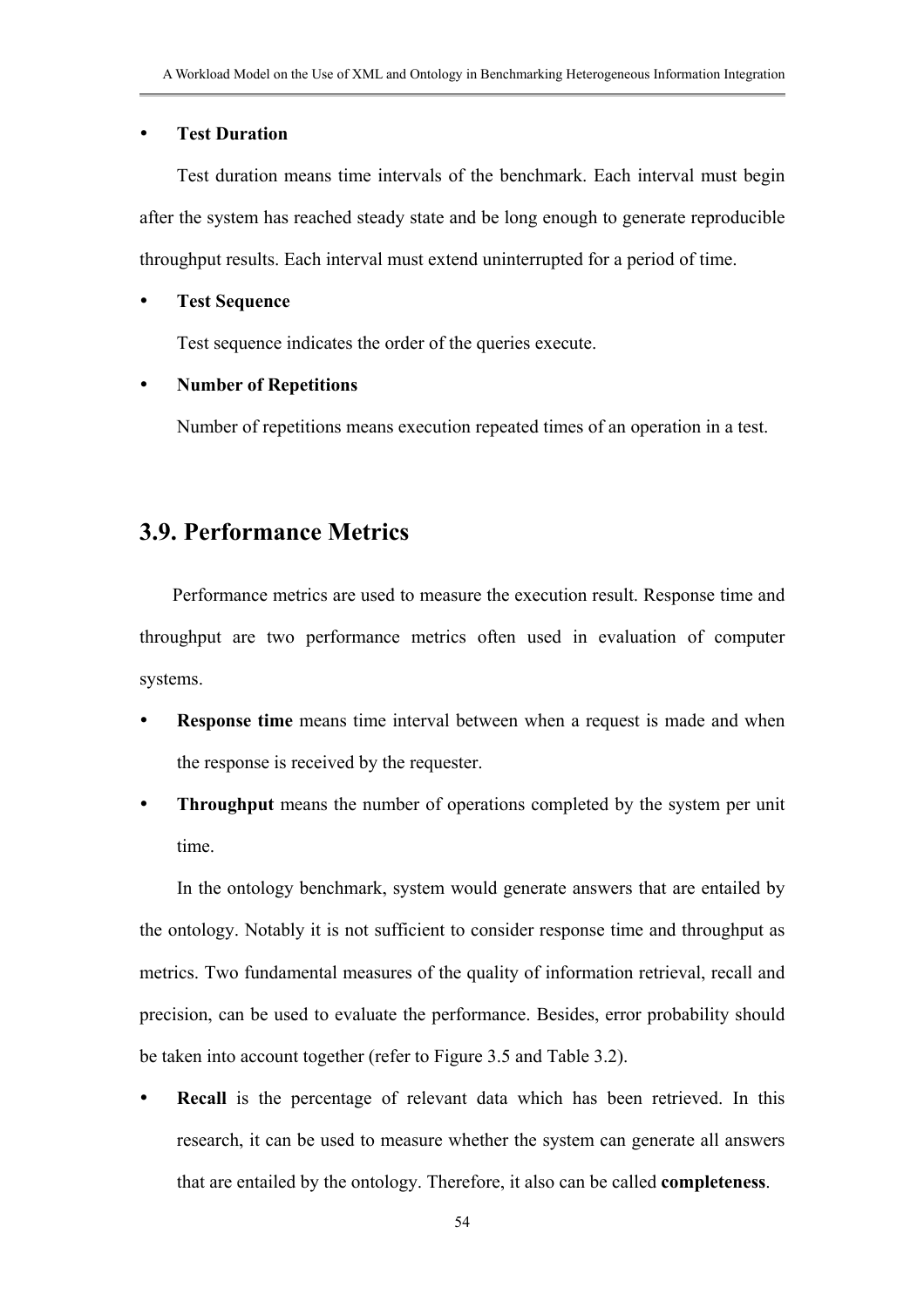- **Test Duration**

  Test duration means time intervals of the benchmark. Each interval must begin after the system has reached steady state and be long enough to generate reproducible throughput results. Each interval must extend uninterrupted for a period of time.

- **Test Sequence**

  Test sequence indicates the order of the queries execute.

- **Number of Repetitions**

  Number of repetitions means execution repeated times of an operation in a test.

## 3.9. Performance Metrics

Performance metrics are used to measure the execution result. Response time and throughput are two performance metrics often used in evaluation of computer systems.

- **Response time** means time interval between when a request is made and when the response is received by the requester.
- **Throughput** means the number of operations completed by the system per unit time.

In the ontology benchmark, system would generate answers that are entailed by the ontology. Notably it is not sufficient to consider response time and throughput as metrics. Two fundamental measures of the quality of information retrieval, recall and precision, can be used to evaluate the performance. Besides, error probability should be taken into account together (refer to Figure 3.5 and Table 3.2).

- **Recall** is the percentage of relevant data which has been retrieved. In this research, it can be used to measure whether the system can generate all answers that are entailed by the ontology. Therefore, it also can be called **completeness**.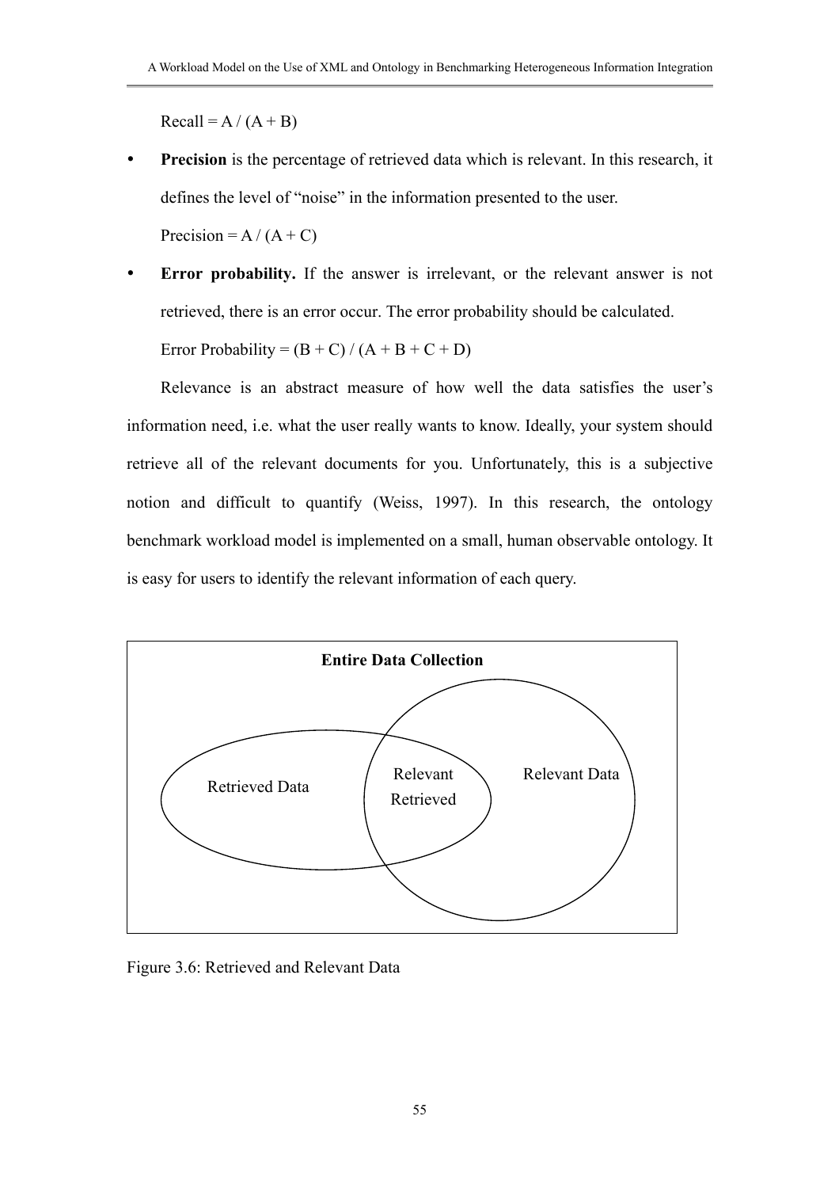Recall = A / (A + B)

- **Precision** is the percentage of retrieved data which is relevant. In this research, it defines the level of "noise" in the information presented to the user.

  Precision = A / (A + C)

- **Error probability.** If the answer is irrelevant, or the relevant answer is not retrieved, there is an error occur. The error probability should be calculated.

  Error Probability = (B + C) / (A + B + C + D)

Relevance is an abstract measure of how well the data satisfies the user's information need, i.e. what the user really wants to know. Ideally, your system should retrieve all of the relevant documents for you. Unfortunately, this is a subjective notion and difficult to quantify (Weiss, 1997). In this research, the ontology benchmark workload model is implemented on a small, human observable ontology. It is easy for users to identify the relevant information of each query.

**Entire Data Collection**

Retrieved Data | Relevant Retrieved | Relevant Data

Figure 3.6: Retrieved and Relevant Data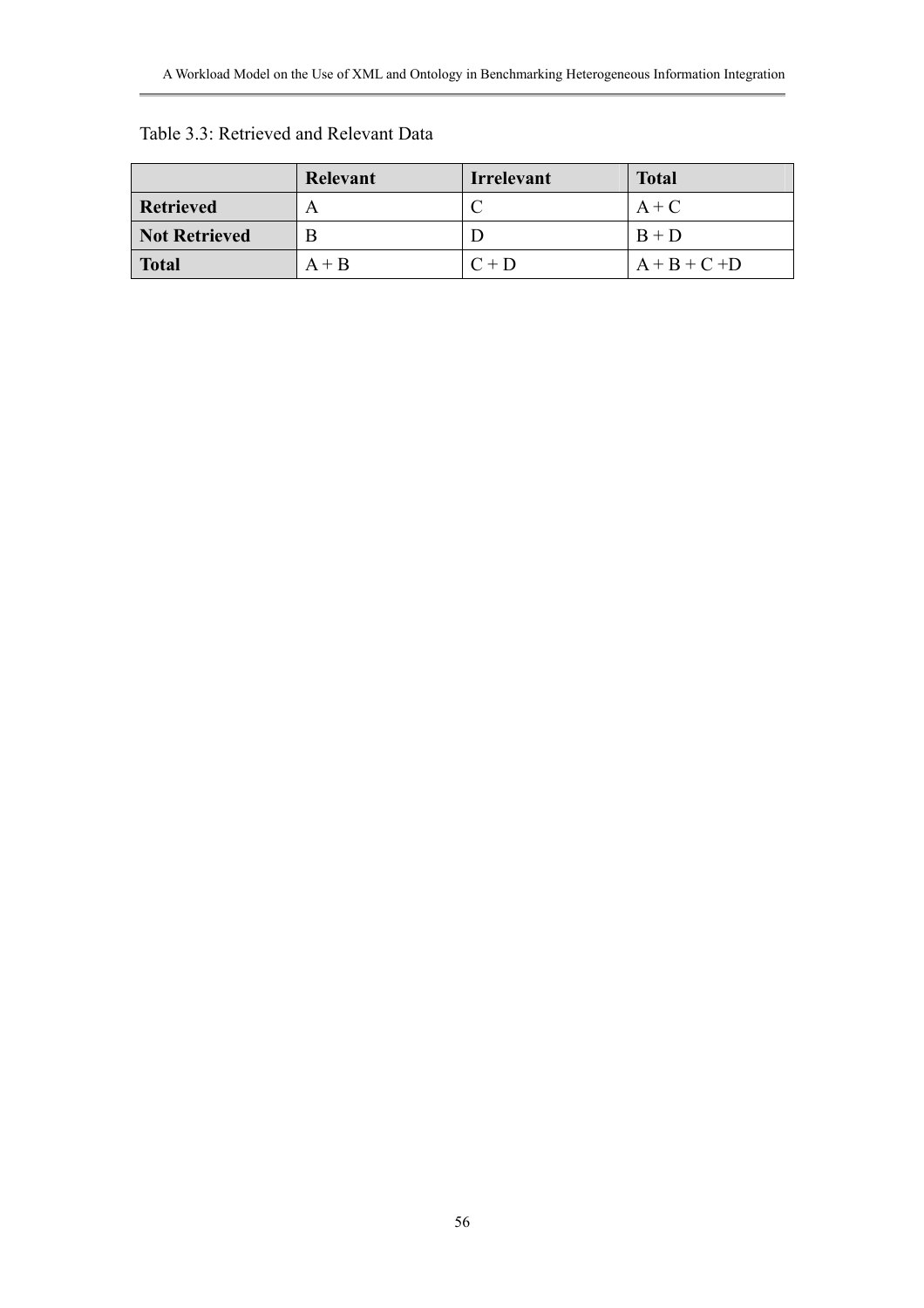Table 3.3: Retrieved and Relevant Data

| | **Relevant** | **Irrelevant** | **Total** |
|---|---|---|---|
| **Retrieved** | A | C | A + C |
| **Not Retrieved** | B | D | B + D |
| **Total** | A + B | C + D | A + B + C +D |